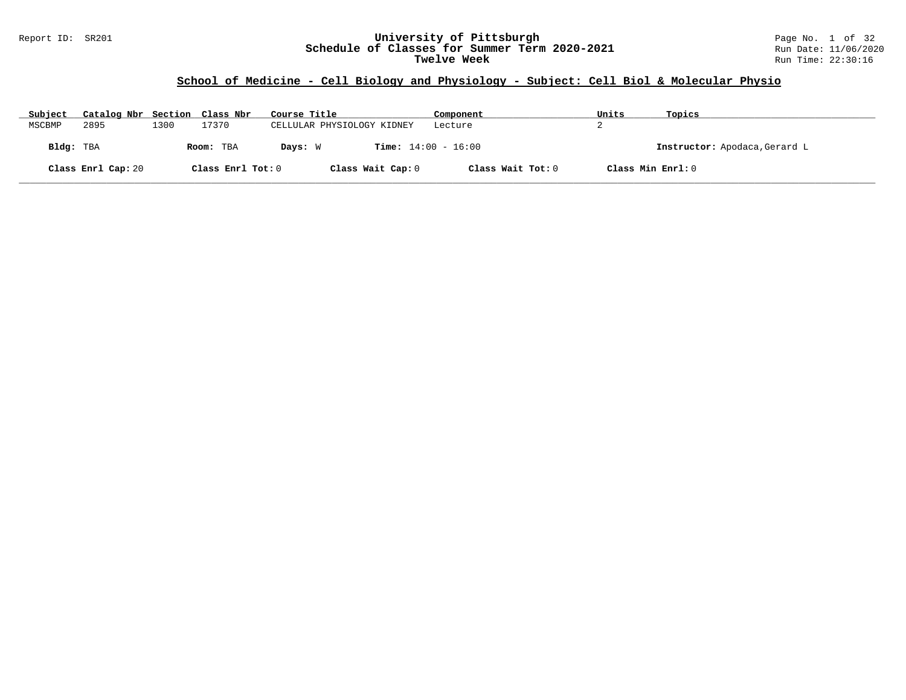# University of Pittsburgh
## Schedule of Classes for Summer Term 2020-2021
### Twelve Week

Report ID: SR201

Run Date: 11/06/2020

Run Time: 22:30:16

## School of Medicine - Cell Biology and Physiology - Subject: Cell Biol & Molecular Physio

| Subject | Catalog Nbr | Section | Class Nbr | Course Title | Component | Units | Topics |
|---|---|---|---|---|---|---|---|
| MSCBMP | 2895 | 1300 | 17370 | CELLULAR PHYSIOLOGY KIDNEY | Lecture | 2 | |

**Bldg:** TBA **Room:** TBA **Days:** W **Time:** 14:00 - 16:00 **Instructor:** Apodaca,Gerard L

**Class Enrl Cap:** 20 **Class Enrl Tot:** 0 **Class Wait Cap:** 0 **Class Wait Tot:** 0 **Class Min Enrl:** 0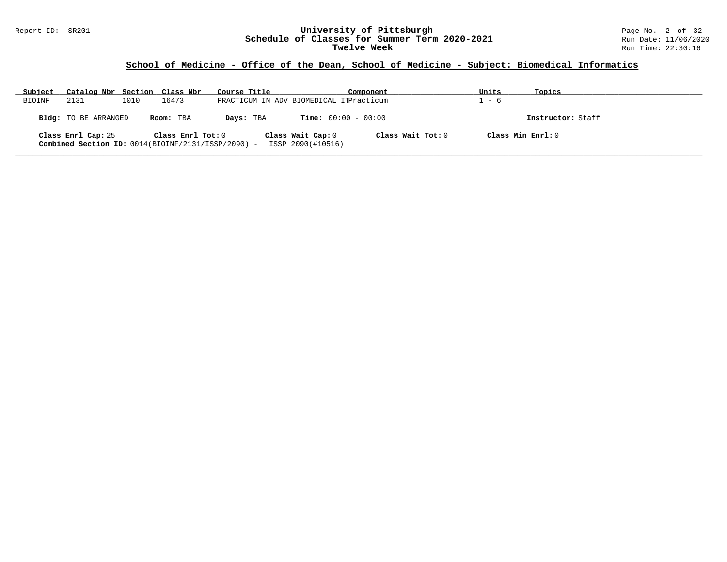## School of Medicine - Office of the Dean, School of Medicine - Subject: Biomedical Informatics

| Subject | Catalog Nbr | Section | Class Nbr | Course Title | Component | Units | Topics |
|---|---|---|---|---|---|---|---|
| BIOINF | 2131 | 1010 | 16473 | PRACTICUM IN ADV BIOMEDICAL IT | Practicum | 1 - 6 | |

**Bldg:** TO BE ARRANGED **Room:** TBA **Days:** TBA **Time:** 00:00 - 00:00 **Instructor:** Staff

**Class Enrl Cap:** 25 **Class Enrl Tot:** 0 **Class Wait Cap:** 0 **Class Wait Tot:** 0 **Class Min Enrl:** 0

**Combined Section ID:** 0014(BIOINF/2131/ISSP/2090) - ISSP 2090(#10516)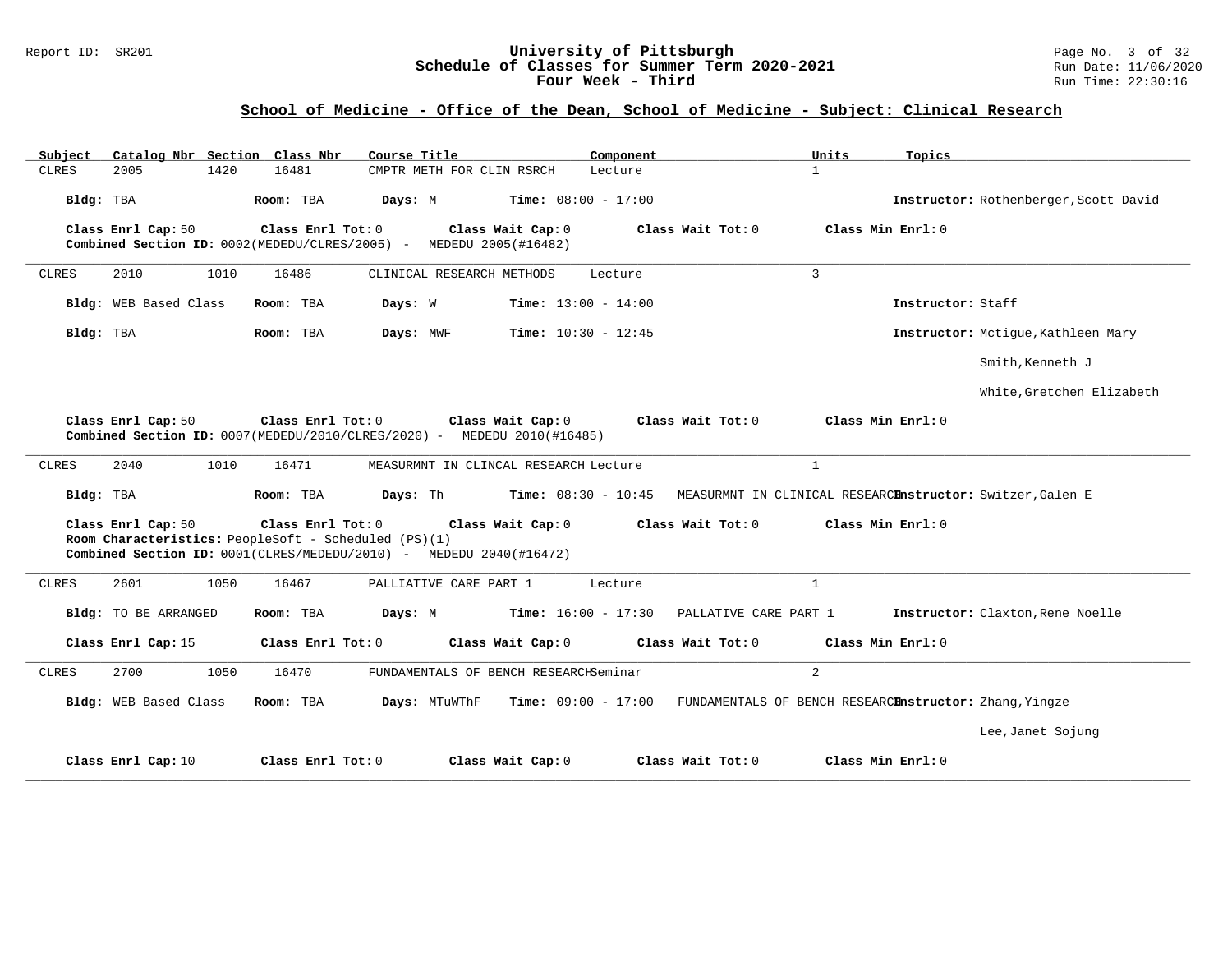## School of Medicine - Office of the Dean, School of Medicine - Subject: Clinical Research

| Subject | Catalog Nbr | Section | Class Nbr | Course Title | Component | Units | Topics |
|---|---|---|---|---|---|---|---|
| CLRES | 2005 | 1420 | 16481 | CMPTR METH FOR CLIN RSRCH | Lecture | 1 | |

**Bldg:** TBA **Room:** TBA **Days:** M **Time:** 08:00 - 17:00 **Instructor:** Rothenberger,Scott David

**Class Enrl Cap:** 50 **Class Enrl Tot:** 0 **Class Wait Cap:** 0 **Class Wait Tot:** 0 **Class Min Enrl:** 0
**Combined Section ID:** 0002(MEDEDU/CLRES/2005) - MEDEDU 2005(#16482)

---

| Subject | Catalog Nbr | Section | Class Nbr | Course Title | Component | Units | Topics |
|---|---|---|---|---|---|---|---|
| CLRES | 2010 | 1010 | 16486 | CLINICAL RESEARCH METHODS | Lecture | 3 | |

**Bldg:** WEB Based Class **Room:** TBA **Days:** W **Time:** 13:00 - 14:00 **Instructor:** Staff

**Bldg:** TBA **Room:** TBA **Days:** MWF **Time:** 10:30 - 12:45 **Instructor:** Mctigue,Kathleen Mary
Smith,Kenneth J
White,Gretchen Elizabeth

**Class Enrl Cap:** 50 **Class Enrl Tot:** 0 **Class Wait Cap:** 0 **Class Wait Tot:** 0 **Class Min Enrl:** 0
**Combined Section ID:** 0007(MEDEDU/2010/CLRES/2020) - MEDEDU 2010(#16485)

---

| Subject | Catalog Nbr | Section | Class Nbr | Course Title | Component | Units | Topics |
|---|---|---|---|---|---|---|---|
| CLRES | 2040 | 1010 | 16471 | MEASURMNT IN CLINCAL RESEARCH | Lecture | 1 | |

**Bldg:** TBA **Room:** TBA **Days:** Th **Time:** 08:30 - 10:45 MEASURMNT IN CLINICAL RESEARCH **Instructor:** Switzer,Galen E

**Class Enrl Cap:** 50 **Class Enrl Tot:** 0 **Class Wait Cap:** 0 **Class Wait Tot:** 0 **Class Min Enrl:** 0
**Room Characteristics:** PeopleSoft - Scheduled (PS)(1)
**Combined Section ID:** 0001(CLRES/MEDEDU/2010) - MEDEDU 2040(#16472)

---

| Subject | Catalog Nbr | Section | Class Nbr | Course Title | Component | Units | Topics |
|---|---|---|---|---|---|---|---|
| CLRES | 2601 | 1050 | 16467 | PALLIATIVE CARE PART 1 | Lecture | 1 | |

**Bldg:** TO BE ARRANGED **Room:** TBA **Days:** M **Time:** 16:00 - 17:30 PALLATIVE CARE PART 1 **Instructor:** Claxton,Rene Noelle

**Class Enrl Cap:** 15 **Class Enrl Tot:** 0 **Class Wait Cap:** 0 **Class Wait Tot:** 0 **Class Min Enrl:** 0

---

| Subject | Catalog Nbr | Section | Class Nbr | Course Title | Component | Units | Topics |
|---|---|---|---|---|---|---|---|
| CLRES | 2700 | 1050 | 16470 | FUNDAMENTALS OF BENCH RESEARCH | Seminar | 2 | |

**Bldg:** WEB Based Class **Room:** TBA **Days:** MTuWThF **Time:** 09:00 - 17:00 FUNDAMENTALS OF BENCH RESEARCH **Instructor:** Zhang,Yingze
Lee,Janet Sojung

**Class Enrl Cap:** 10 **Class Enrl Tot:** 0 **Class Wait Cap:** 0 **Class Wait Tot:** 0 **Class Min Enrl:** 0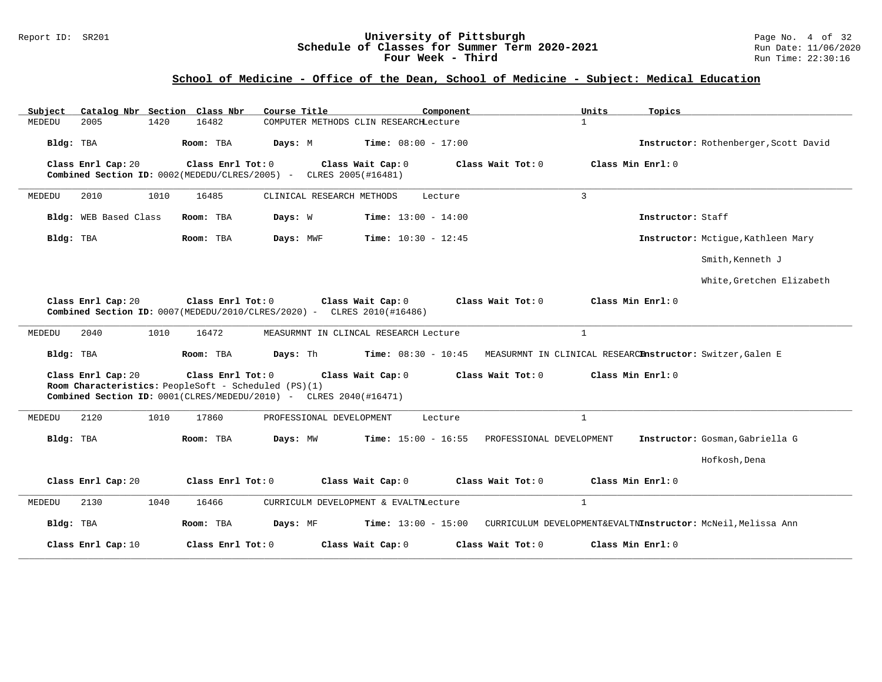## School of Medicine - Office of the Dean, School of Medicine - Subject: Medical Education

| Subject | Catalog Nbr | Section | Class Nbr | Course Title | Component | Units | Topics |
|---|---|---|---|---|---|---|---|
| MEDEDU | 2005 | 1420 | 16482 | COMPUTER METHODS CLIN RESEARCH | Lecture | 1 | |

**Bldg:** TBA **Room:** TBA **Days:** M **Time:** 08:00 - 17:00 **Instructor:** Rothenberger,Scott David

**Class Enrl Cap:** 20 **Class Enrl Tot:** 0 **Class Wait Cap:** 0 **Class Wait Tot:** 0 **Class Min Enrl:** 0
**Combined Section ID:** 0002(MEDEDU/CLRES/2005) - CLRES 2005(#16481)

---

| Subject | Catalog Nbr | Section | Class Nbr | Course Title | Component | Units | Topics |
|---|---|---|---|---|---|---|---|
| MEDEDU | 2010 | 1010 | 16485 | CLINICAL RESEARCH METHODS | Lecture | 3 | |

**Bldg:** WEB Based Class **Room:** TBA **Days:** W **Time:** 13:00 - 14:00 **Instructor:** Staff

**Bldg:** TBA **Room:** TBA **Days:** MWF **Time:** 10:30 - 12:45 **Instructor:** Mctigue,Kathleen Mary
Smith,Kenneth J
White,Gretchen Elizabeth

**Class Enrl Cap:** 20 **Class Enrl Tot:** 0 **Class Wait Cap:** 0 **Class Wait Tot:** 0 **Class Min Enrl:** 0
**Combined Section ID:** 0007(MEDEDU/2010/CLRES/2020) - CLRES 2010(#16486)

---

| Subject | Catalog Nbr | Section | Class Nbr | Course Title | Component | Units | Topics |
|---|---|---|---|---|---|---|---|
| MEDEDU | 2040 | 1010 | 16472 | MEASURMNT IN CLINCAL RESEARCH | Lecture | 1 | |

**Bldg:** TBA **Room:** TBA **Days:** Th **Time:** 08:30 - 10:45 MEASURMNT IN CLINICAL RESEARCH **Instructor:** Switzer,Galen E

**Class Enrl Cap:** 20 **Class Enrl Tot:** 0 **Class Wait Cap:** 0 **Class Wait Tot:** 0 **Class Min Enrl:** 0
**Room Characteristics:** PeopleSoft - Scheduled (PS)(1)
**Combined Section ID:** 0001(CLRES/MEDEDU/2010) - CLRES 2040(#16471)

---

| Subject | Catalog Nbr | Section | Class Nbr | Course Title | Component | Units | Topics |
|---|---|---|---|---|---|---|---|
| MEDEDU | 2120 | 1010 | 17860 | PROFESSIONAL DEVELOPMENT | Lecture | 1 | |

**Bldg:** TBA **Room:** TBA **Days:** MW **Time:** 15:00 - 16:55 PROFESSIONAL DEVELOPMENT **Instructor:** Gosman,Gabriella G
Hofkosh,Dena

**Class Enrl Cap:** 20 **Class Enrl Tot:** 0 **Class Wait Cap:** 0 **Class Wait Tot:** 0 **Class Min Enrl:** 0

---

| Subject | Catalog Nbr | Section | Class Nbr | Course Title | Component | Units | Topics |
|---|---|---|---|---|---|---|---|
| MEDEDU | 2130 | 1040 | 16466 | CURRICULM DEVELOPMENT & EVALTN | Lecture | 1 | |

**Bldg:** TBA **Room:** TBA **Days:** MF **Time:** 13:00 - 15:00 CURRICULUM DEVELOPMENT&EVALTN **Instructor:** McNeil,Melissa Ann

**Class Enrl Cap:** 10 **Class Enrl Tot:** 0 **Class Wait Cap:** 0 **Class Wait Tot:** 0 **Class Min Enrl:** 0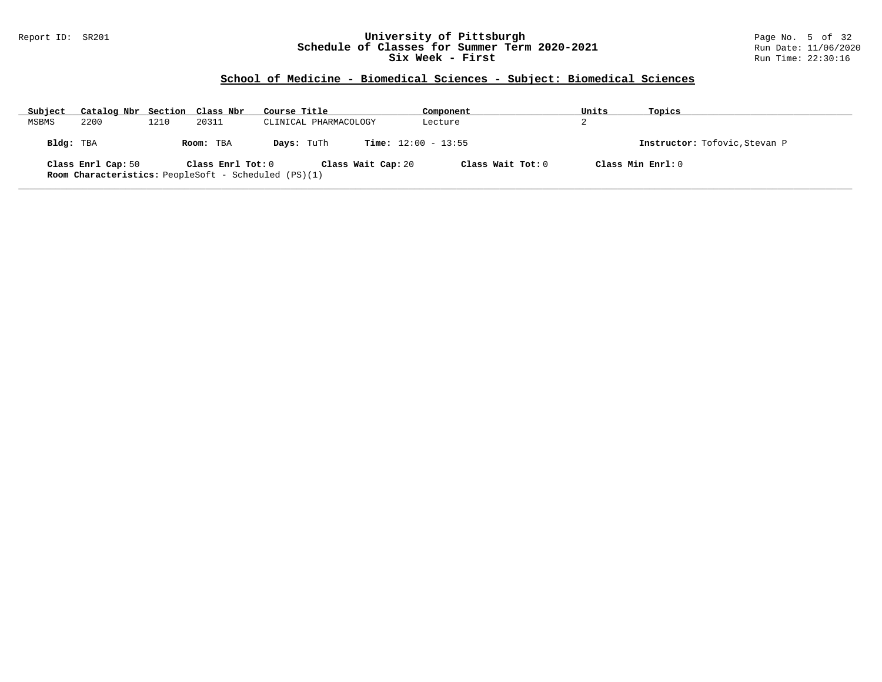Report ID: SR201

# University of Pittsburgh
## Schedule of Classes for Summer Term 2020-2021
## Six Week - First

Run Date: 11/06/2020
Run Time: 22:30:16

### School of Medicine - Biomedical Sciences - Subject: Biomedical Sciences

| Subject | Catalog Nbr | Section | Class Nbr | Course Title | Component | Units | Topics |
|---|---|---|---|---|---|---|---|
| MSBMS | 2200 | 1210 | 20311 | CLINICAL PHARMACOLOGY | Lecture | 2 | |

**Bldg:** TBA **Room:** TBA **Days:** TuTh **Time:** 12:00 - 13:55 **Instructor:** Tofovic,Stevan P

**Class Enrl Cap:** 50 **Class Enrl Tot:** 0 **Class Wait Cap:** 20 **Class Wait Tot:** 0 **Class Min Enrl:** 0

**Room Characteristics:** PeopleSoft - Scheduled (PS)(1)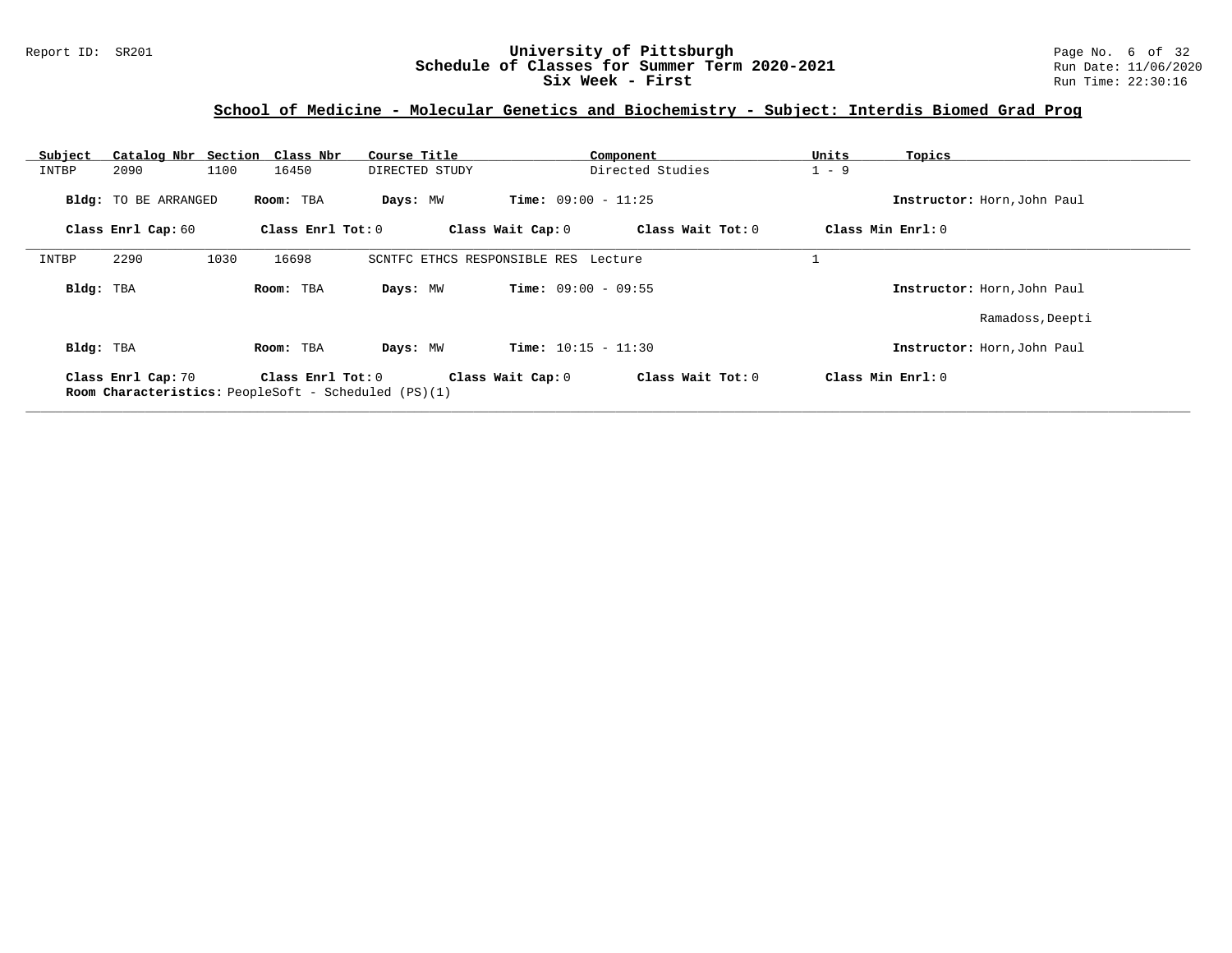## School of Medicine - Molecular Genetics and Biochemistry - Subject: Interdis Biomed Grad Prog

| Subject | Catalog Nbr | Section | Class Nbr | Course Title | Component | Units | Topics |
|---|---|---|---|---|---|---|---|
| INTBP | 2090 | 1100 | 16450 | DIRECTED STUDY | Directed Studies | 1 - 9 | |

**Bldg:** TO BE ARRANGED **Room:** TBA **Days:** MW **Time:** 09:00 - 11:25 **Instructor:** Horn,John Paul

**Class Enrl Cap:** 60 **Class Enrl Tot:** 0 **Class Wait Cap:** 0 **Class Wait Tot:** 0 **Class Min Enrl:** 0

---

| Subject | Catalog Nbr | Section | Class Nbr | Course Title | Component | Units | Topics |
|---|---|---|---|---|---|---|---|
| INTBP | 2290 | 1030 | 16698 | SCNTFC ETHCS RESPONSIBLE RES | Lecture | 1 | |

**Bldg:** TBA **Room:** TBA **Days:** MW **Time:** 09:00 - 09:55 **Instructor:** Horn,John Paul

Ramadoss,Deepti

**Bldg:** TBA **Room:** TBA **Days:** MW **Time:** 10:15 - 11:30 **Instructor:** Horn,John Paul

**Class Enrl Cap:** 70 **Class Enrl Tot:** 0 **Class Wait Cap:** 0 **Class Wait Tot:** 0 **Class Min Enrl:** 0

**Room Characteristics:** PeopleSoft - Scheduled (PS)(1)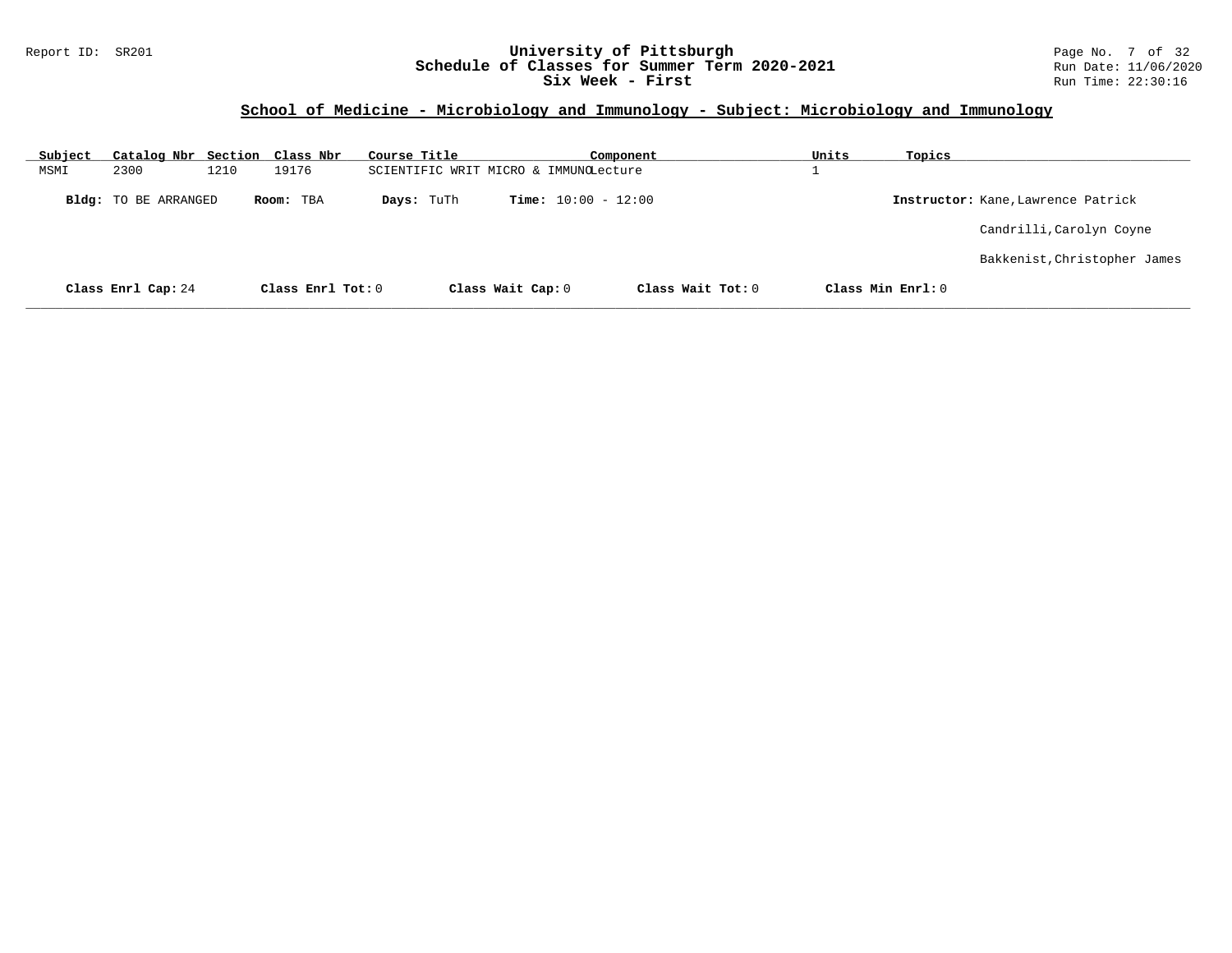## School of Medicine - Microbiology and Immunology - Subject: Microbiology and Immunology

| Subject | Catalog Nbr | Section | Class Nbr | Course Title | Component | Units | Topics |
|---|---|---|---|---|---|---|---|
| MSMI | 2300 | 1210 | 19176 | SCIENTIFIC WRIT MICRO & IMMUNO | Lecture | 1 | |

**Bldg:** TO BE ARRANGED **Room:** TBA **Days:** TuTh **Time:** 10:00 - 12:00

**Instructor:** Kane,Lawrence Patrick
Candrilli,Carolyn Coyne
Bakkenist,Christopher James

**Class Enrl Cap:** 24 **Class Enrl Tot:** 0 **Class Wait Cap:** 0 **Class Wait Tot:** 0 **Class Min Enrl:** 0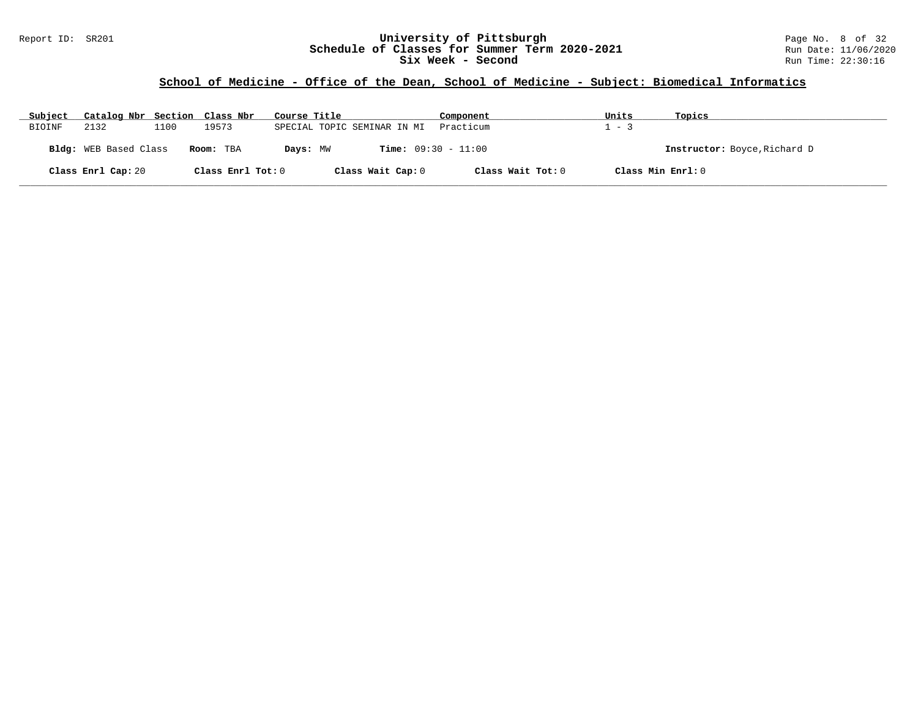## School of Medicine - Office of the Dean, School of Medicine - Subject: Biomedical Informatics

| Subject | Catalog Nbr | Section | Class Nbr | Course Title | Component | Units | Topics |
|---|---|---|---|---|---|---|---|
| BIOINF | 2132 | 1100 | 19573 | SPECIAL TOPIC SEMINAR IN MI | Practicum | 1 - 3 | |

**Bldg:** WEB Based Class **Room:** TBA **Days:** MW **Time:** 09:30 - 11:00 **Instructor:** Boyce,Richard D

**Class Enrl Cap:** 20 **Class Enrl Tot:** 0 **Class Wait Cap:** 0 **Class Wait Tot:** 0 **Class Min Enrl:** 0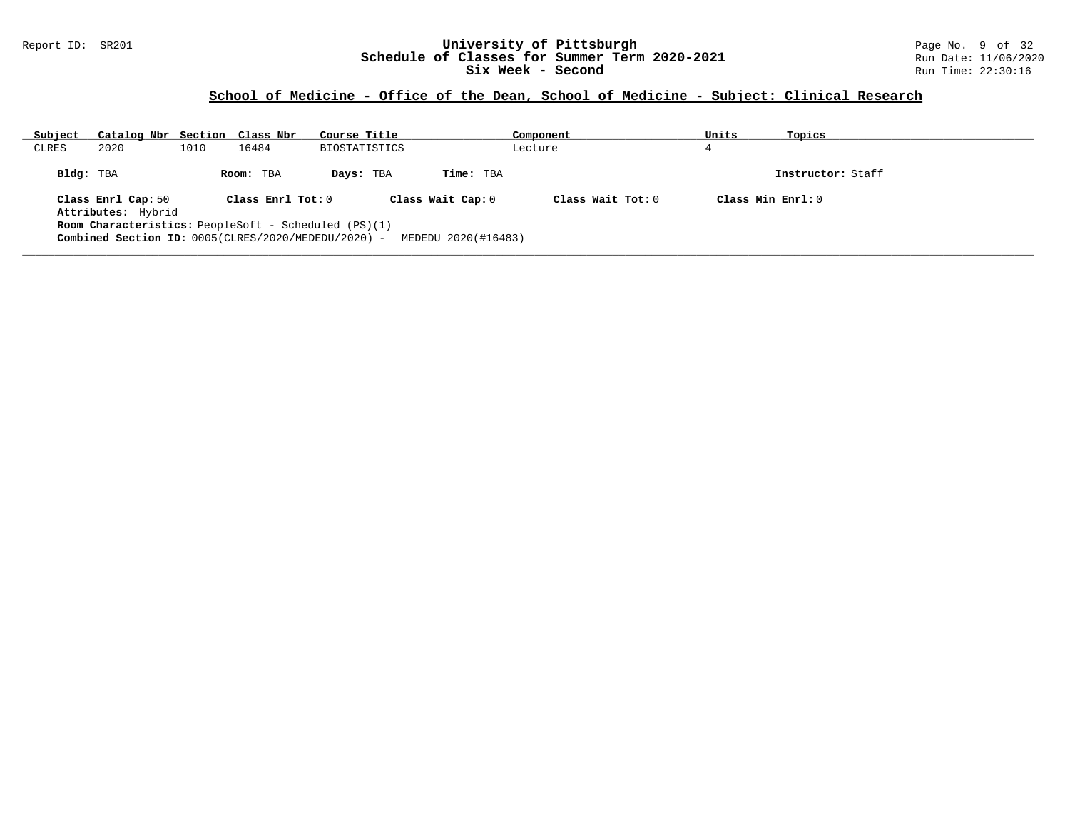## School of Medicine - Office of the Dean, School of Medicine - Subject: Clinical Research

| Subject | Catalog Nbr | Section | Class Nbr | Course Title | Component | Units | Topics |
|---|---|---|---|---|---|---|---|
| CLRES | 2020 | 1010 | 16484 | BIOSTATISTICS | Lecture | 4 | |

**Bldg:** TBA **Room:** TBA **Days:** TBA **Time:** TBA **Instructor:** Staff

**Class Enrl Cap:** 50 **Class Enrl Tot:** 0 **Class Wait Cap:** 0 **Class Wait Tot:** 0 **Class Min Enrl:** 0

**Attributes:** Hybrid

**Room Characteristics:** PeopleSoft - Scheduled (PS)(1)

**Combined Section ID:** 0005(CLRES/2020/MEDEDU/2020) - MEDEDU 2020(#16483)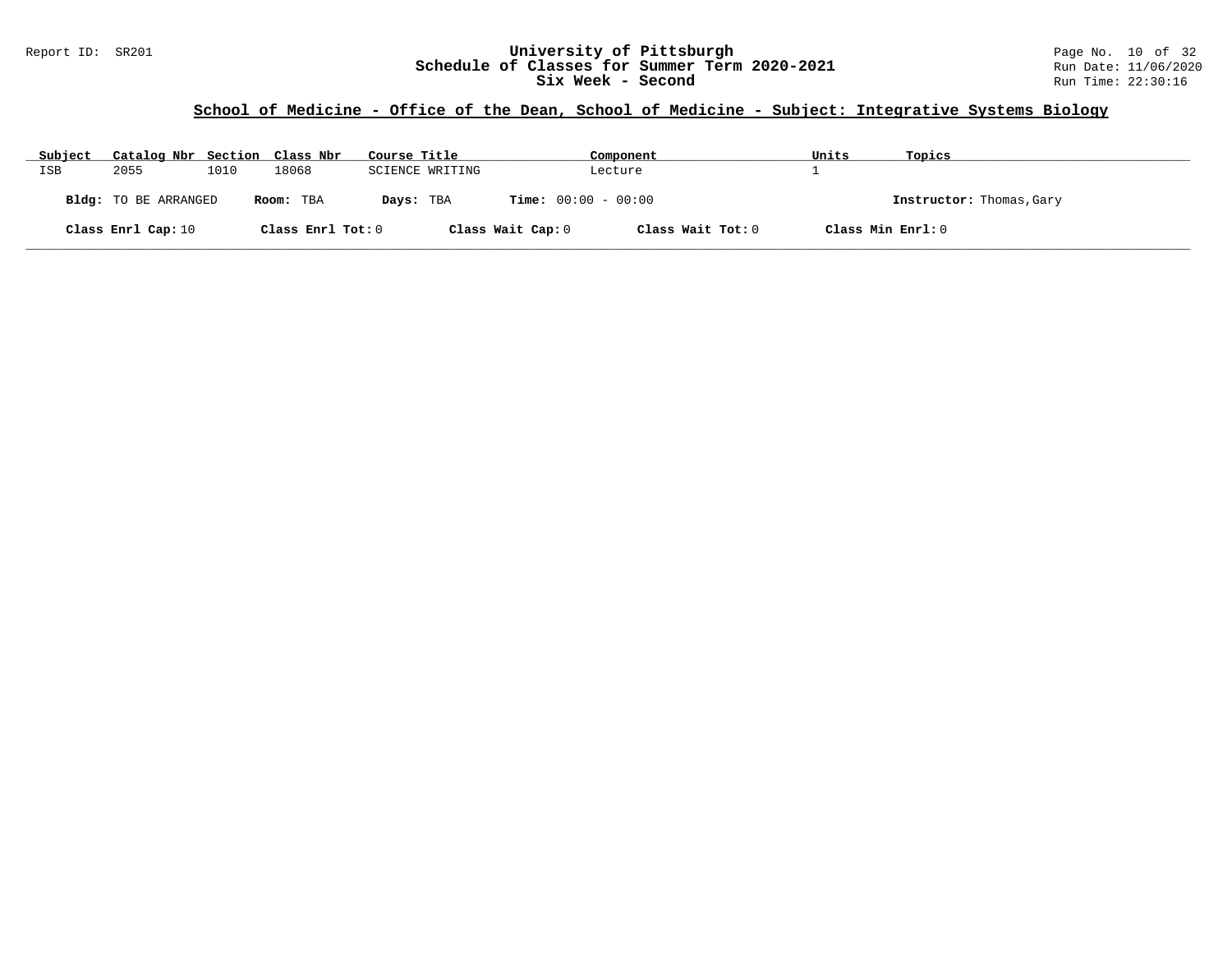## School of Medicine - Office of the Dean, School of Medicine - Subject: Integrative Systems Biology

| Subject | Catalog Nbr | Section | Class Nbr | Course Title | Component | Units | Topics |
|---|---|---|---|---|---|---|---|
| ISB | 2055 | 1010 | 18068 | SCIENCE WRITING | Lecture | 1 | |

**Bldg:** TO BE ARRANGED **Room:** TBA **Days:** TBA **Time:** 00:00 - 00:00 **Instructor:** Thomas,Gary

**Class Enrl Cap:** 10 **Class Enrl Tot:** 0 **Class Wait Cap:** 0 **Class Wait Tot:** 0 **Class Min Enrl:** 0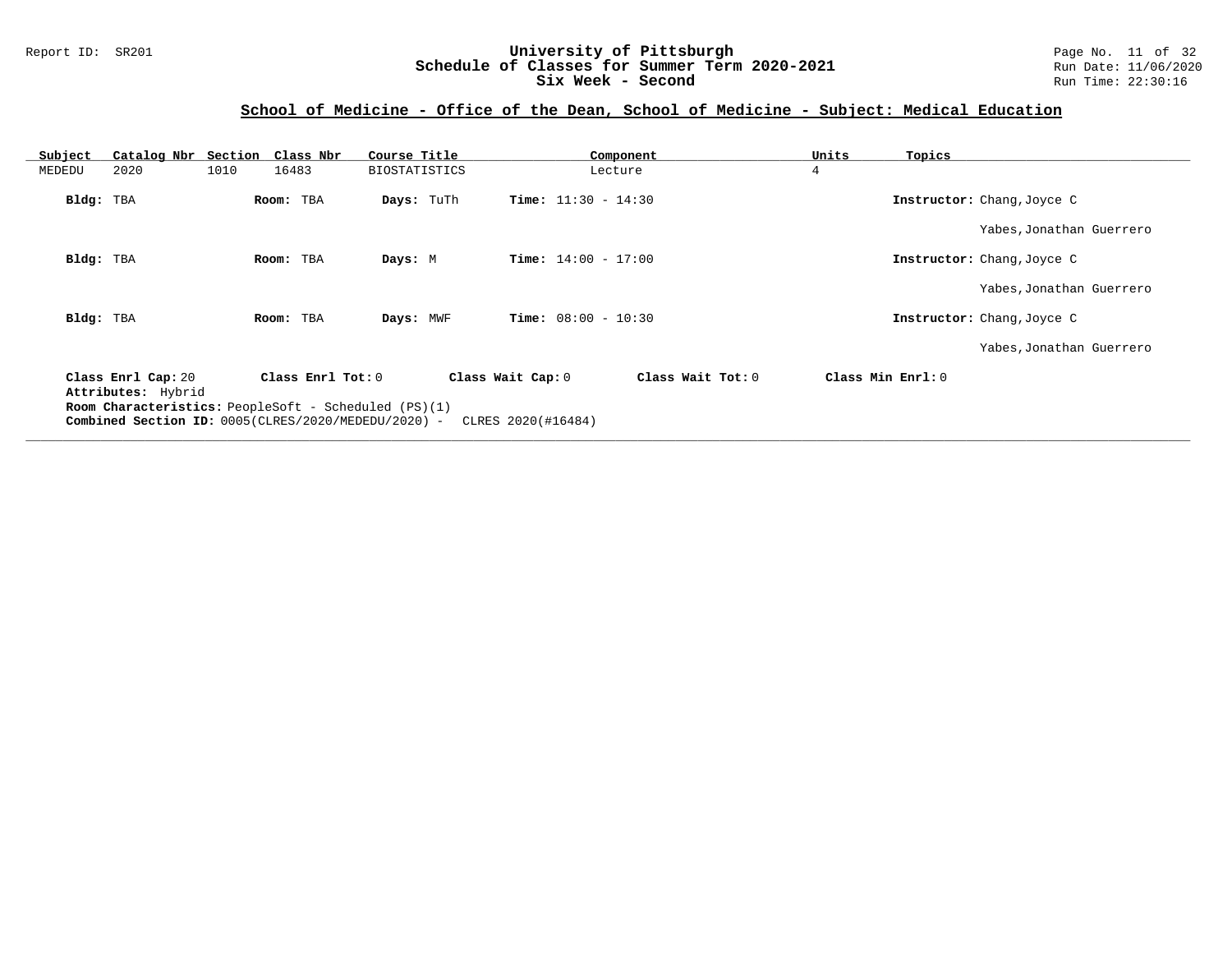## School of Medicine - Office of the Dean, School of Medicine - Subject: Medical Education

| Subject | Catalog Nbr | Section | Class Nbr | Course Title | Component | Units | Topics |
|---|---|---|---|---|---|---|---|
| MEDEDU | 2020 | 1010 | 16483 | BIOSTATISTICS | Lecture | 4 | |

| Bldg | Room | Days | Time | Instructor |
|---|---|---|---|---|
| TBA | TBA | TuTh | 11:30 - 14:30 | Chang,Joyce C<br>Yabes,Jonathan Guerrero |
| TBA | TBA | M | 14:00 - 17:00 | Chang,Joyce C<br>Yabes,Jonathan Guerrero |
| TBA | TBA | MWF | 08:00 - 10:30 | Chang,Joyce C<br>Yabes,Jonathan Guerrero |

**Class Enrl Cap:** 20 **Class Enrl Tot:** 0 **Class Wait Cap:** 0 **Class Wait Tot:** 0 **Class Min Enrl:** 0

**Attributes:** Hybrid

**Room Characteristics:** PeopleSoft - Scheduled (PS)(1)

**Combined Section ID:** 0005(CLRES/2020/MEDEDU/2020) - CLRES 2020(#16484)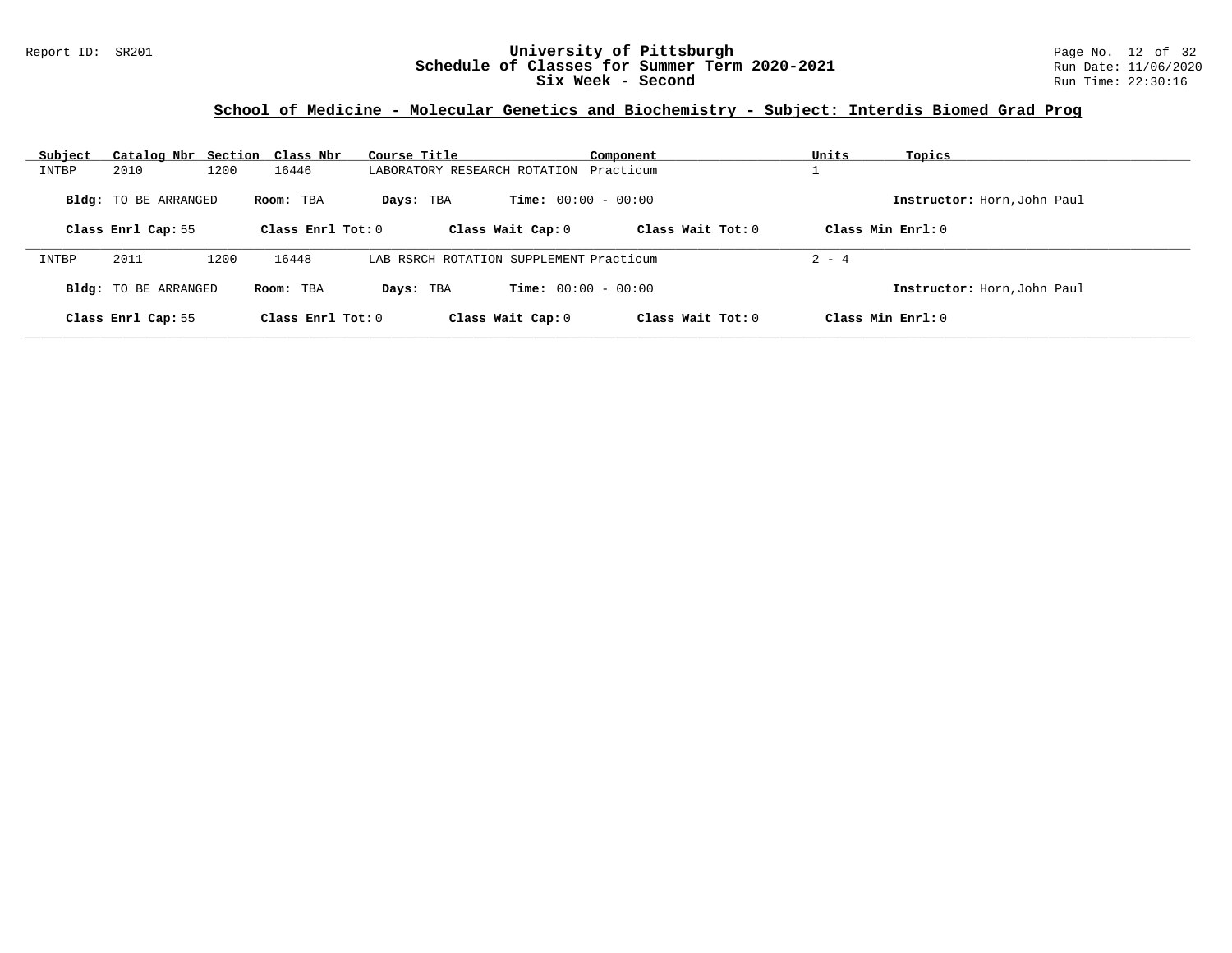## School of Medicine - Molecular Genetics and Biochemistry - Subject: Interdis Biomed Grad Prog

| Subject | Catalog Nbr | Section | Class Nbr | Course Title | Component | Units | Topics |
|---|---|---|---|---|---|---|---|
| INTBP | 2010 | 1200 | 16446 | LABORATORY RESEARCH ROTATION | Practicum | 1 | |

**Bldg:** TO BE ARRANGED **Room:** TBA **Days:** TBA **Time:** 00:00 - 00:00 **Instructor:** Horn,John Paul

**Class Enrl Cap:** 55 **Class Enrl Tot:** 0 **Class Wait Cap:** 0 **Class Wait Tot:** 0 **Class Min Enrl:** 0

| Subject | Catalog Nbr | Section | Class Nbr | Course Title | Component | Units | Topics |
|---|---|---|---|---|---|---|---|
| INTBP | 2011 | 1200 | 16448 | LAB RSRCH ROTATION SUPPLEMENT | Practicum | 2 - 4 | |

**Bldg:** TO BE ARRANGED **Room:** TBA **Days:** TBA **Time:** 00:00 - 00:00 **Instructor:** Horn,John Paul

**Class Enrl Cap:** 55 **Class Enrl Tot:** 0 **Class Wait Cap:** 0 **Class Wait Tot:** 0 **Class Min Enrl:** 0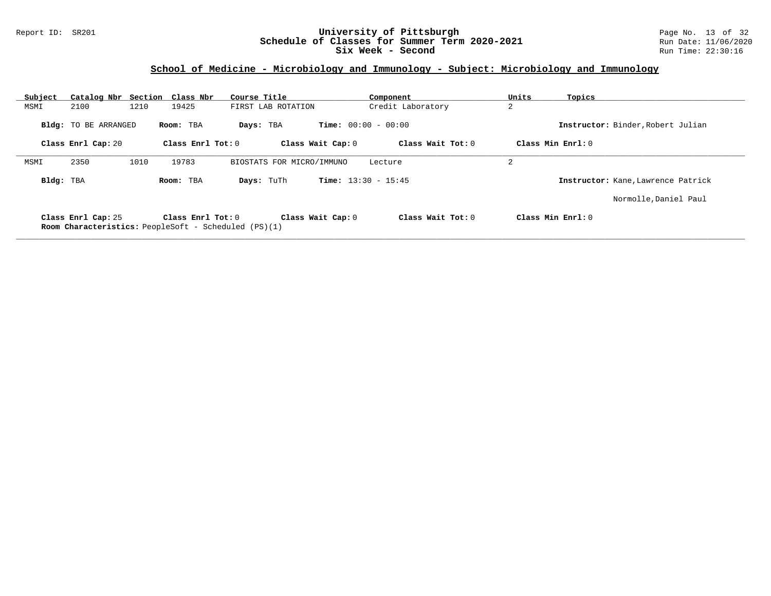## School of Medicine - Microbiology and Immunology - Subject: Microbiology and Immunology

| Subject | Catalog Nbr | Section | Class Nbr | Course Title | Component | Units | Topics |
|---|---|---|---|---|---|---|---|
| MSMI | 2100 | 1210 | 19425 | FIRST LAB ROTATION | Credit Laboratory | 2 | |

**Bldg:** TO BE ARRANGED **Room:** TBA **Days:** TBA **Time:** 00:00 - 00:00 **Instructor:** Binder,Robert Julian

**Class Enrl Cap:** 20 **Class Enrl Tot:** 0 **Class Wait Cap:** 0 **Class Wait Tot:** 0 **Class Min Enrl:** 0

---

| Subject | Catalog Nbr | Section | Class Nbr | Course Title | Component | Units | Topics |
|---|---|---|---|---|---|---|---|
| MSMI | 2350 | 1010 | 19783 | BIOSTATS FOR MICRO/IMMUNO | Lecture | 2 | |

**Bldg:** TBA **Room:** TBA **Days:** TuTh **Time:** 13:30 - 15:45 **Instructor:** Kane,Lawrence Patrick

Normolle,Daniel Paul

**Class Enrl Cap:** 25 **Class Enrl Tot:** 0 **Class Wait Cap:** 0 **Class Wait Tot:** 0 **Class Min Enrl:** 0

**Room Characteristics:** PeopleSoft - Scheduled (PS)(1)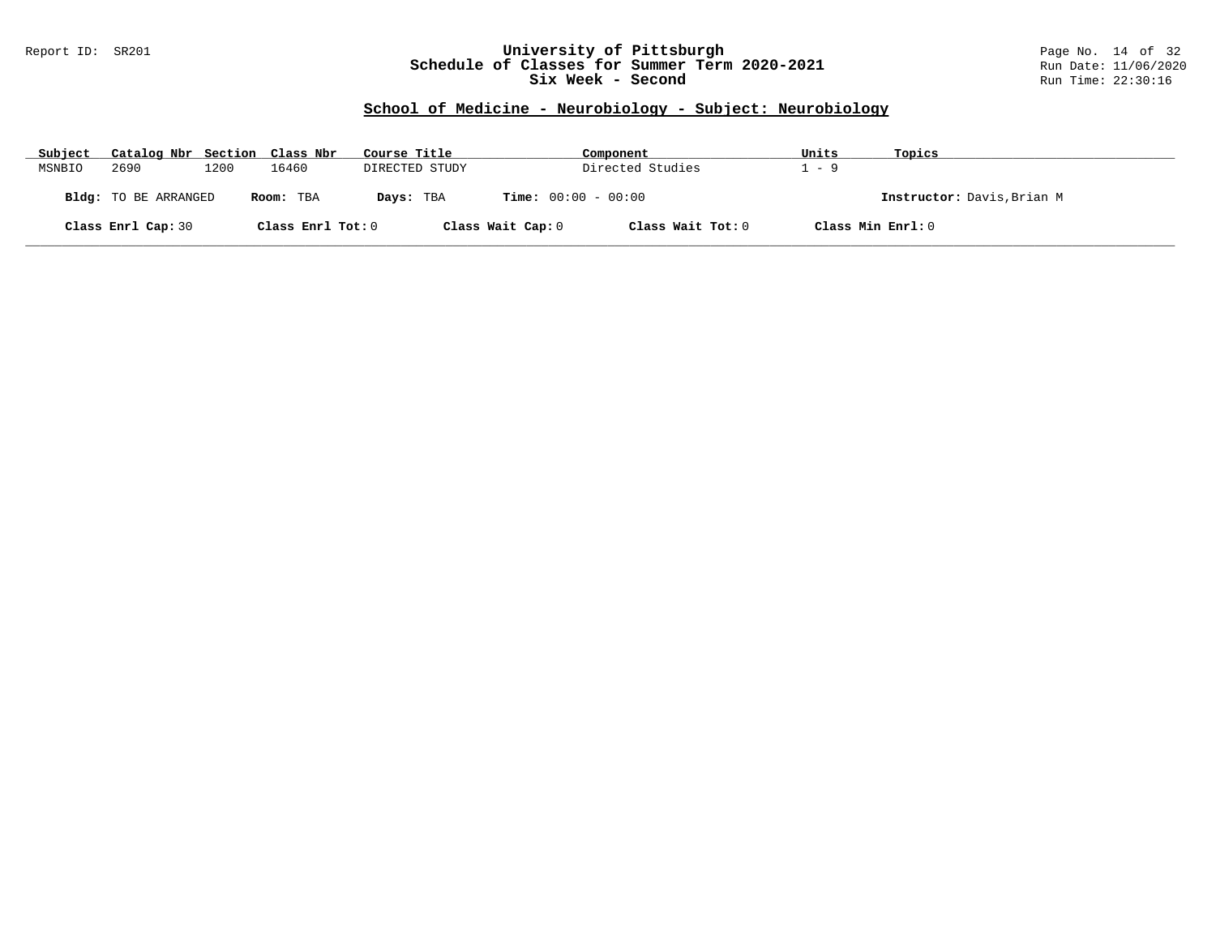Report ID: SR201

# University of Pittsburgh
## Schedule of Classes for Summer Term 2020-2021
## Six Week - Second

Run Date: 11/06/2020
Run Time: 22:30:16

### School of Medicine - Neurobiology - Subject: Neurobiology

| Subject | Catalog Nbr | Section | Class Nbr | Course Title | Component | Units | Topics |
|---|---|---|---|---|---|---|---|
| MSNBIO | 2690 | 1200 | 16460 | DIRECTED STUDY | Directed Studies | 1 - 9 | |

**Bldg:** TO BE ARRANGED **Room:** TBA **Days:** TBA **Time:** 00:00 - 00:00 **Instructor:** Davis,Brian M

**Class Enrl Cap:** 30 **Class Enrl Tot:** 0 **Class Wait Cap:** 0 **Class Wait Tot:** 0 **Class Min Enrl:** 0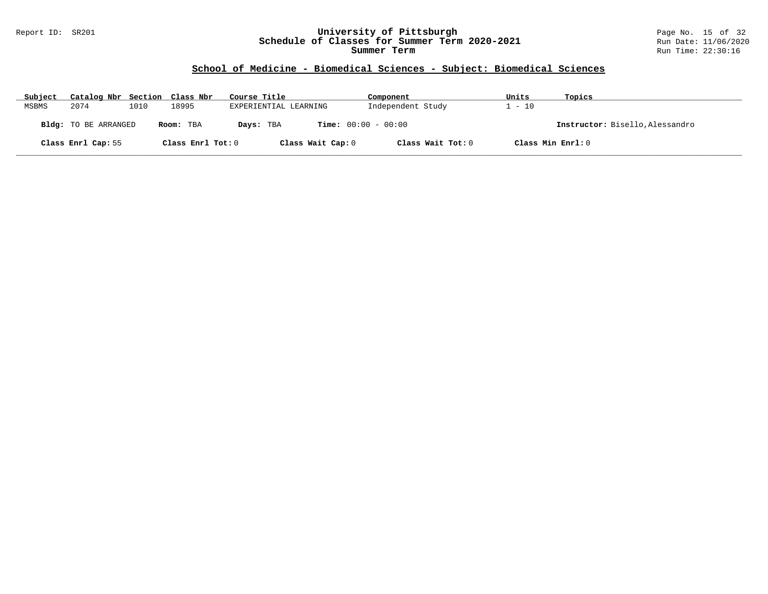## School of Medicine - Biomedical Sciences - Subject: Biomedical Sciences

| Subject | Catalog Nbr | Section | Class Nbr | Course Title | Component | Units | Topics |
|---|---|---|---|---|---|---|---|
| MSBMS | 2074 | 1010 | 18995 | EXPERIENTIAL LEARNING | Independent Study | 1 - 10 | |

**Bldg:** TO BE ARRANGED **Room:** TBA **Days:** TBA **Time:** 00:00 - 00:00 **Instructor:** Bisello,Alessandro

**Class Enrl Cap:** 55 **Class Enrl Tot:** 0 **Class Wait Cap:** 0 **Class Wait Tot:** 0 **Class Min Enrl:** 0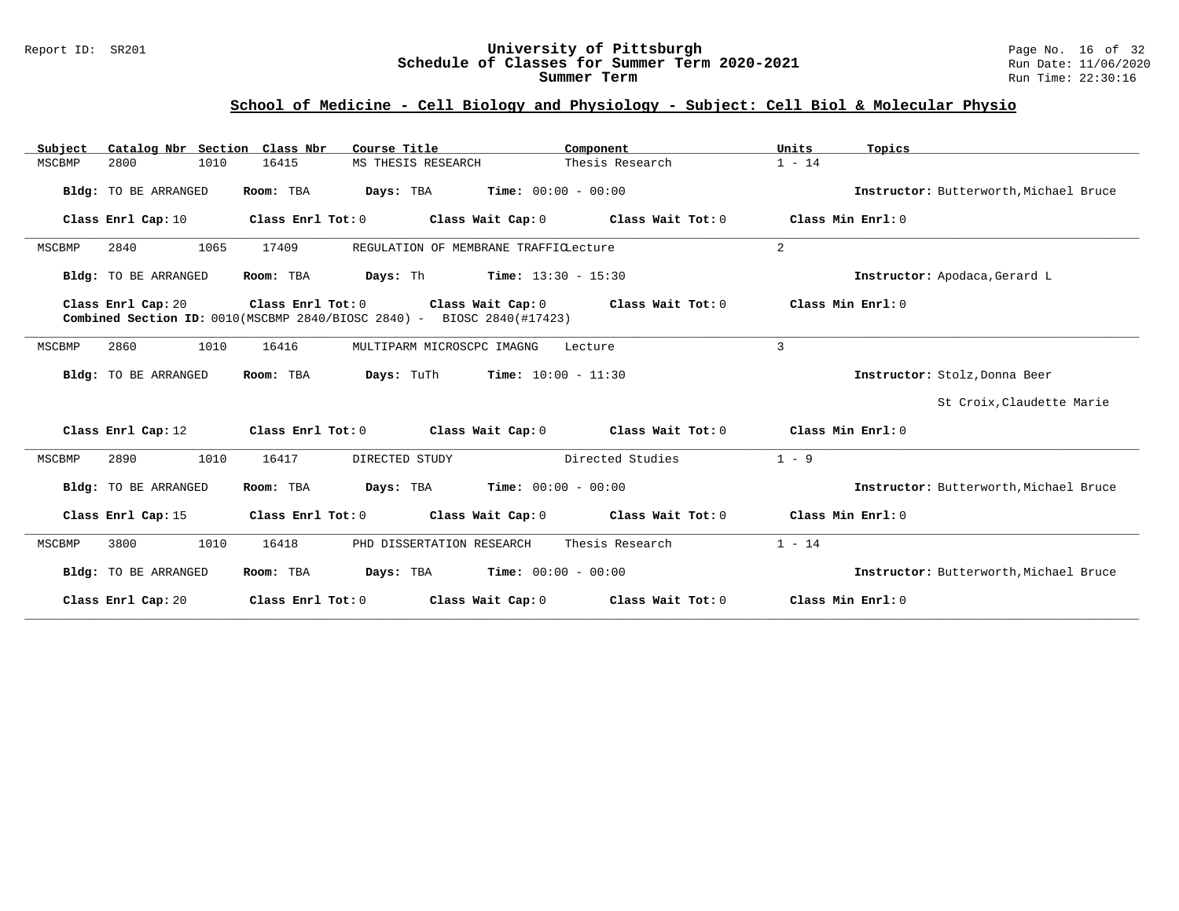## School of Medicine - Cell Biology and Physiology - Subject: Cell Biol & Molecular Physio

| Subject | Catalog Nbr | Section | Class Nbr | Course Title | Component | Units | Topics |
|---|---|---|---|---|---|---|---|
| MSCBMP | 2800 | 1010 | 16415 | MS THESIS RESEARCH | Thesis Research | 1 - 14 | |

**Bldg:** TO BE ARRANGED **Room:** TBA **Days:** TBA **Time:** 00:00 - 00:00 **Instructor:** Butterworth,Michael Bruce

**Class Enrl Cap:** 10 **Class Enrl Tot:** 0 **Class Wait Cap:** 0 **Class Wait Tot:** 0 **Class Min Enrl:** 0

---

| Subject | Catalog Nbr | Section | Class Nbr | Course Title | Component | Units | Topics |
|---|---|---|---|---|---|---|---|
| MSCBMP | 2840 | 1065 | 17409 | REGULATION OF MEMBRANE TRAFFIC | Lecture | 2 | |

**Bldg:** TO BE ARRANGED **Room:** TBA **Days:** Th **Time:** 13:30 - 15:30 **Instructor:** Apodaca,Gerard L

**Class Enrl Cap:** 20 **Class Enrl Tot:** 0 **Class Wait Cap:** 0 **Class Wait Tot:** 0 **Class Min Enrl:** 0

**Combined Section ID:** 0010(MSCBMP 2840/BIOSC 2840) - BIOSC 2840(#17423)

---

| Subject | Catalog Nbr | Section | Class Nbr | Course Title | Component | Units | Topics |
|---|---|---|---|---|---|---|---|
| MSCBMP | 2860 | 1010 | 16416 | MULTIPARM MICROSCPC IMAGNG | Lecture | 3 | |

**Bldg:** TO BE ARRANGED **Room:** TBA **Days:** TuTh **Time:** 10:00 - 11:30 **Instructor:** Stolz,Donna Beer

St Croix,Claudette Marie

**Class Enrl Cap:** 12 **Class Enrl Tot:** 0 **Class Wait Cap:** 0 **Class Wait Tot:** 0 **Class Min Enrl:** 0

---

| Subject | Catalog Nbr | Section | Class Nbr | Course Title | Component | Units | Topics |
|---|---|---|---|---|---|---|---|
| MSCBMP | 2890 | 1010 | 16417 | DIRECTED STUDY | Directed Studies | 1 - 9 | |

**Bldg:** TO BE ARRANGED **Room:** TBA **Days:** TBA **Time:** 00:00 - 00:00 **Instructor:** Butterworth,Michael Bruce

**Class Enrl Cap:** 15 **Class Enrl Tot:** 0 **Class Wait Cap:** 0 **Class Wait Tot:** 0 **Class Min Enrl:** 0

---

| Subject | Catalog Nbr | Section | Class Nbr | Course Title | Component | Units | Topics |
|---|---|---|---|---|---|---|---|
| MSCBMP | 3800 | 1010 | 16418 | PHD DISSERTATION RESEARCH | Thesis Research | 1 - 14 | |

**Bldg:** TO BE ARRANGED **Room:** TBA **Days:** TBA **Time:** 00:00 - 00:00 **Instructor:** Butterworth,Michael Bruce

**Class Enrl Cap:** 20 **Class Enrl Tot:** 0 **Class Wait Cap:** 0 **Class Wait Tot:** 0 **Class Min Enrl:** 0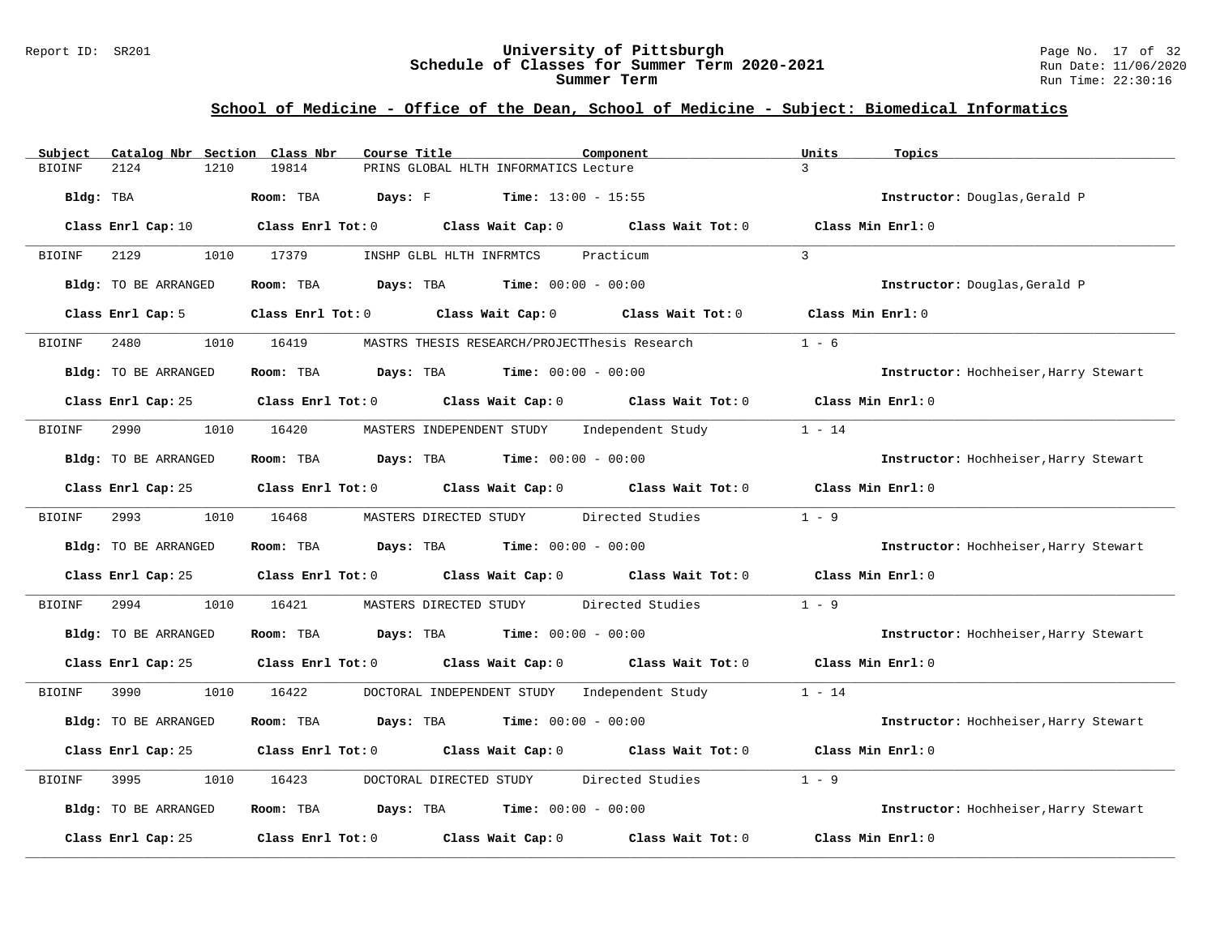## School of Medicine - Office of the Dean, School of Medicine - Subject: Biomedical Informatics

| Subject | Catalog Nbr | Section | Class Nbr | Course Title | Component | Units | Topics |
|---|---|---|---|---|---|---|---|
| BIOINF | 2124 | 1210 | 19814 | PRINS GLOBAL HLTH INFORMATICS | Lecture | 3 | |

**Bldg:** TBA **Room:** TBA **Days:** F **Time:** 13:00 - 15:55 **Instructor:** Douglas,Gerald P

**Class Enrl Cap:** 10 **Class Enrl Tot:** 0 **Class Wait Cap:** 0 **Class Wait Tot:** 0 **Class Min Enrl:** 0

| Subject | Catalog Nbr | Section | Class Nbr | Course Title | Component | Units | Topics |
|---|---|---|---|---|---|---|---|
| BIOINF | 2129 | 1010 | 17379 | INSHP GLBL HLTH INFRMTCS | Practicum | 3 | |

**Bldg:** TO BE ARRANGED **Room:** TBA **Days:** TBA **Time:** 00:00 - 00:00 **Instructor:** Douglas,Gerald P

**Class Enrl Cap:** 5 **Class Enrl Tot:** 0 **Class Wait Cap:** 0 **Class Wait Tot:** 0 **Class Min Enrl:** 0

| Subject | Catalog Nbr | Section | Class Nbr | Course Title | Component | Units | Topics |
|---|---|---|---|---|---|---|---|
| BIOINF | 2480 | 1010 | 16419 | MASTRS THESIS RESEARCH/PROJECT | Thesis Research | 1 - 6 | |

**Bldg:** TO BE ARRANGED **Room:** TBA **Days:** TBA **Time:** 00:00 - 00:00 **Instructor:** Hochheiser,Harry Stewart

**Class Enrl Cap:** 25 **Class Enrl Tot:** 0 **Class Wait Cap:** 0 **Class Wait Tot:** 0 **Class Min Enrl:** 0

| Subject | Catalog Nbr | Section | Class Nbr | Course Title | Component | Units | Topics |
|---|---|---|---|---|---|---|---|
| BIOINF | 2990 | 1010 | 16420 | MASTERS INDEPENDENT STUDY | Independent Study | 1 - 14 | |

**Bldg:** TO BE ARRANGED **Room:** TBA **Days:** TBA **Time:** 00:00 - 00:00 **Instructor:** Hochheiser,Harry Stewart

**Class Enrl Cap:** 25 **Class Enrl Tot:** 0 **Class Wait Cap:** 0 **Class Wait Tot:** 0 **Class Min Enrl:** 0

| Subject | Catalog Nbr | Section | Class Nbr | Course Title | Component | Units | Topics |
|---|---|---|---|---|---|---|---|
| BIOINF | 2993 | 1010 | 16468 | MASTERS DIRECTED STUDY | Directed Studies | 1 - 9 | |

**Bldg:** TO BE ARRANGED **Room:** TBA **Days:** TBA **Time:** 00:00 - 00:00 **Instructor:** Hochheiser,Harry Stewart

**Class Enrl Cap:** 25 **Class Enrl Tot:** 0 **Class Wait Cap:** 0 **Class Wait Tot:** 0 **Class Min Enrl:** 0

| Subject | Catalog Nbr | Section | Class Nbr | Course Title | Component | Units | Topics |
|---|---|---|---|---|---|---|---|
| BIOINF | 2994 | 1010 | 16421 | MASTERS DIRECTED STUDY | Directed Studies | 1 - 9 | |

**Bldg:** TO BE ARRANGED **Room:** TBA **Days:** TBA **Time:** 00:00 - 00:00 **Instructor:** Hochheiser,Harry Stewart

**Class Enrl Cap:** 25 **Class Enrl Tot:** 0 **Class Wait Cap:** 0 **Class Wait Tot:** 0 **Class Min Enrl:** 0

| Subject | Catalog Nbr | Section | Class Nbr | Course Title | Component | Units | Topics |
|---|---|---|---|---|---|---|---|
| BIOINF | 3990 | 1010 | 16422 | DOCTORAL INDEPENDENT STUDY | Independent Study | 1 - 14 | |

**Bldg:** TO BE ARRANGED **Room:** TBA **Days:** TBA **Time:** 00:00 - 00:00 **Instructor:** Hochheiser,Harry Stewart

**Class Enrl Cap:** 25 **Class Enrl Tot:** 0 **Class Wait Cap:** 0 **Class Wait Tot:** 0 **Class Min Enrl:** 0

| Subject | Catalog Nbr | Section | Class Nbr | Course Title | Component | Units | Topics |
|---|---|---|---|---|---|---|---|
| BIOINF | 3995 | 1010 | 16423 | DOCTORAL DIRECTED STUDY | Directed Studies | 1 - 9 | |

**Bldg:** TO BE ARRANGED **Room:** TBA **Days:** TBA **Time:** 00:00 - 00:00 **Instructor:** Hochheiser,Harry Stewart

**Class Enrl Cap:** 25 **Class Enrl Tot:** 0 **Class Wait Cap:** 0 **Class Wait Tot:** 0 **Class Min Enrl:** 0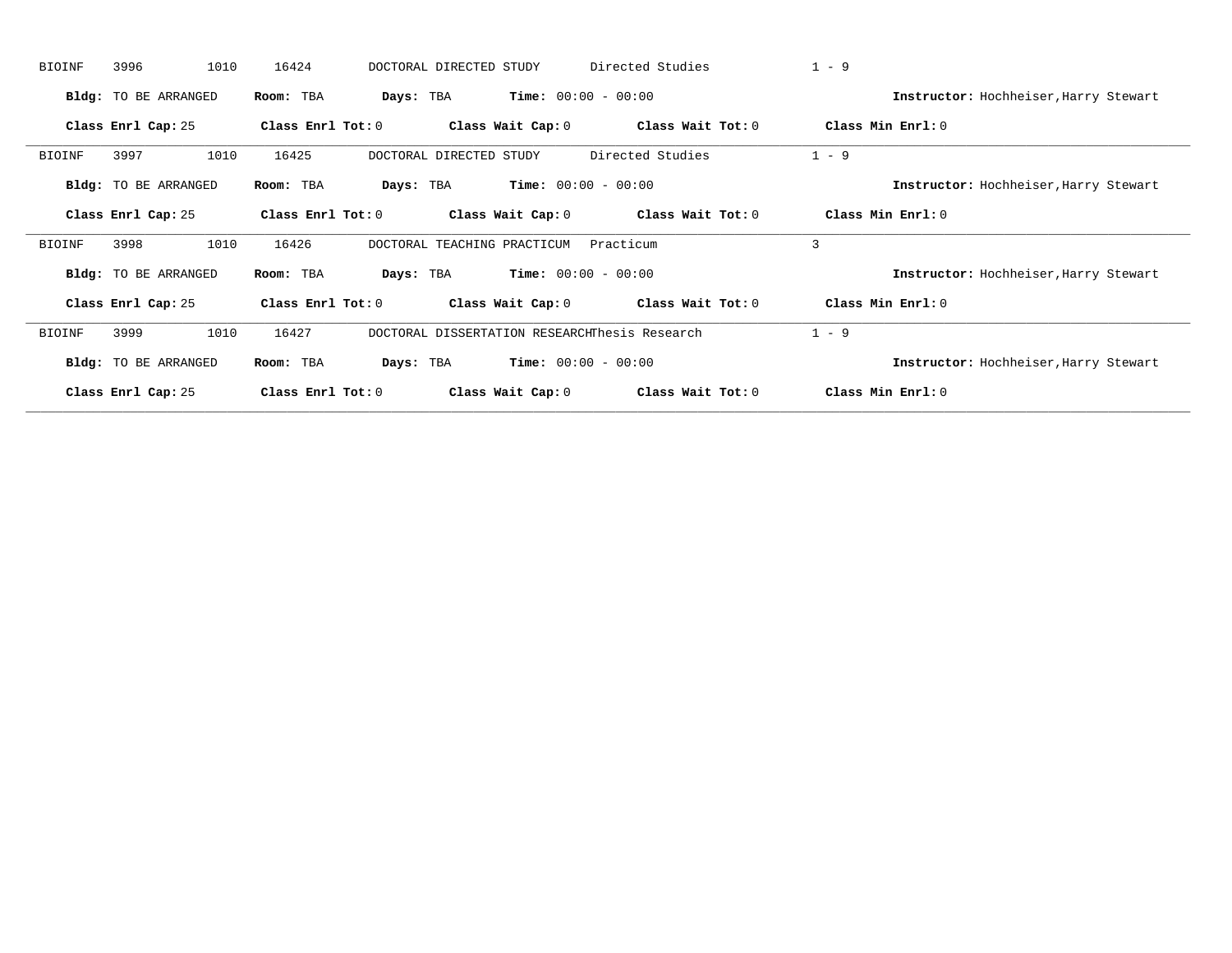BIOINF 3996 1010 16424 DOCTORAL DIRECTED STUDY Directed Studies 1 - 9

**Bldg:** TO BE ARRANGED **Room:** TBA **Days:** TBA **Time:** 00:00 - 00:00 **Instructor:** Hochheiser,Harry Stewart

**Class Enrl Cap:** 25 **Class Enrl Tot:** 0 **Class Wait Cap:** 0 **Class Wait Tot:** 0 **Class Min Enrl:** 0

---

BIOINF 3997 1010 16425 DOCTORAL DIRECTED STUDY Directed Studies 1 - 9

**Bldg:** TO BE ARRANGED **Room:** TBA **Days:** TBA **Time:** 00:00 - 00:00 **Instructor:** Hochheiser,Harry Stewart

**Class Enrl Cap:** 25 **Class Enrl Tot:** 0 **Class Wait Cap:** 0 **Class Wait Tot:** 0 **Class Min Enrl:** 0

---

BIOINF 3998 1010 16426 DOCTORAL TEACHING PRACTICUM Practicum 3

**Bldg:** TO BE ARRANGED **Room:** TBA **Days:** TBA **Time:** 00:00 - 00:00 **Instructor:** Hochheiser,Harry Stewart

**Class Enrl Cap:** 25 **Class Enrl Tot:** 0 **Class Wait Cap:** 0 **Class Wait Tot:** 0 **Class Min Enrl:** 0

---

BIOINF 3999 1010 16427 DOCTORAL DISSERTATION RESEARCHThesis Research 1 - 9

**Bldg:** TO BE ARRANGED **Room:** TBA **Days:** TBA **Time:** 00:00 - 00:00 **Instructor:** Hochheiser,Harry Stewart

**Class Enrl Cap:** 25 **Class Enrl Tot:** 0 **Class Wait Cap:** 0 **Class Wait Tot:** 0 **Class Min Enrl:** 0

---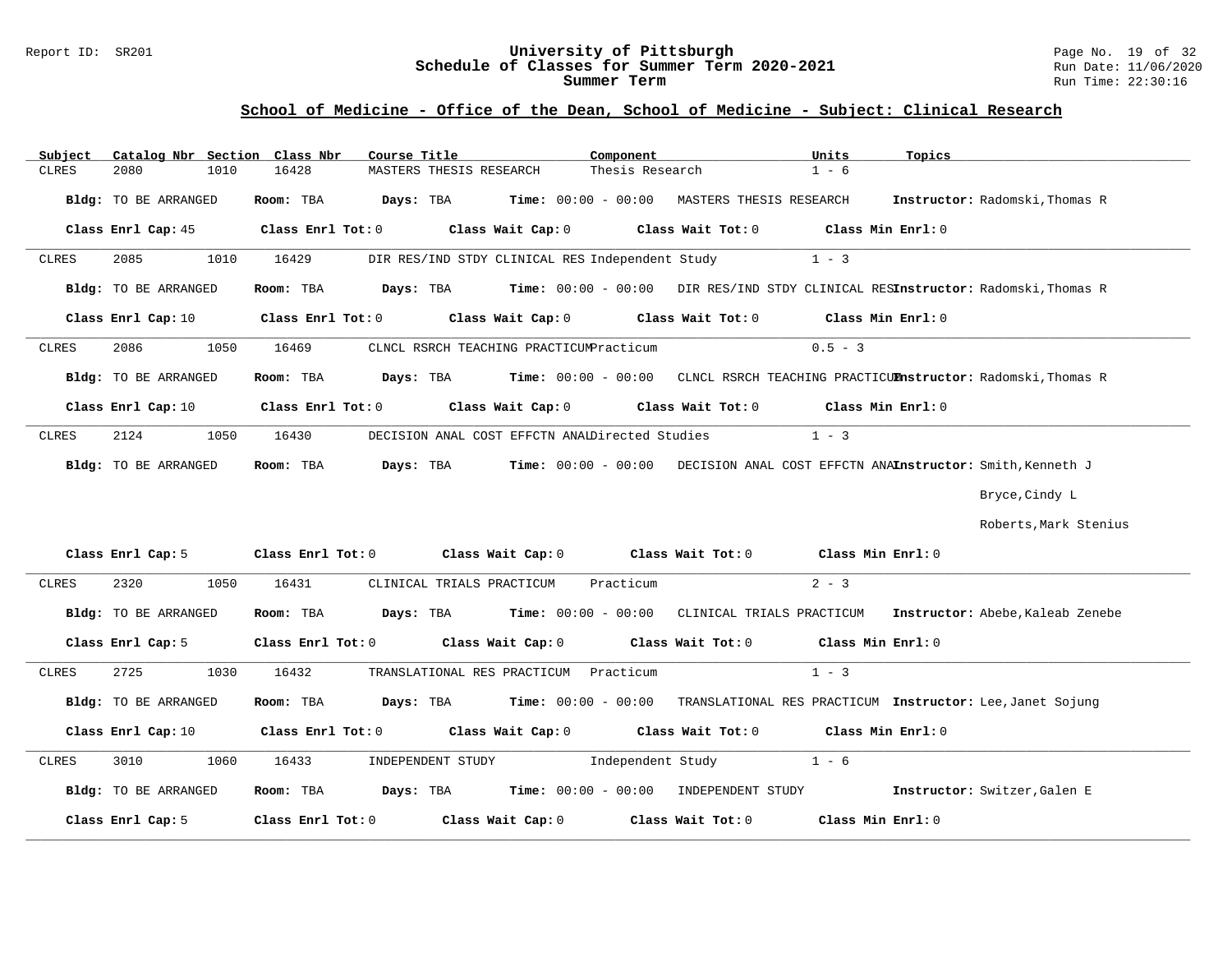## School of Medicine - Office of the Dean, School of Medicine - Subject: Clinical Research

| Subject | Catalog Nbr | Section | Class Nbr | Course Title | Component | Units | Topics |
|---|---|---|---|---|---|---|---|
| CLRES | 2080 | 1010 | 16428 | MASTERS THESIS RESEARCH | Thesis Research | 1 - 6 | |

**Bldg:** TO BE ARRANGED **Room:** TBA **Days:** TBA **Time:** 00:00 - 00:00 MASTERS THESIS RESEARCH **Instructor:** Radomski,Thomas R

**Class Enrl Cap:** 45 **Class Enrl Tot:** 0 **Class Wait Cap:** 0 **Class Wait Tot:** 0 **Class Min Enrl:** 0

---

| Subject | Catalog Nbr | Section | Class Nbr | Course Title | Component | Units | Topics |
|---|---|---|---|---|---|---|---|
| CLRES | 2085 | 1010 | 16429 | DIR RES/IND STDY CLINICAL RES | Independent Study | 1 - 3 | |

**Bldg:** TO BE ARRANGED **Room:** TBA **Days:** TBA **Time:** 00:00 - 00:00 DIR RES/IND STDY CLINICAL RES **Instructor:** Radomski,Thomas R

**Class Enrl Cap:** 10 **Class Enrl Tot:** 0 **Class Wait Cap:** 0 **Class Wait Tot:** 0 **Class Min Enrl:** 0

---

| Subject | Catalog Nbr | Section | Class Nbr | Course Title | Component | Units | Topics |
|---|---|---|---|---|---|---|---|
| CLRES | 2086 | 1050 | 16469 | CLNCL RSRCH TEACHING PRACTICUM | Practicum | 0.5 - 3 | |

**Bldg:** TO BE ARRANGED **Room:** TBA **Days:** TBA **Time:** 00:00 - 00:00 CLNCL RSRCH TEACHING PRACTICUM **Instructor:** Radomski,Thomas R

**Class Enrl Cap:** 10 **Class Enrl Tot:** 0 **Class Wait Cap:** 0 **Class Wait Tot:** 0 **Class Min Enrl:** 0

---

| Subject | Catalog Nbr | Section | Class Nbr | Course Title | Component | Units | Topics |
|---|---|---|---|---|---|---|---|
| CLRES | 2124 | 1050 | 16430 | DECISION ANAL COST EFFCTN ANAL | Directed Studies | 1 - 3 | |

**Bldg:** TO BE ARRANGED **Room:** TBA **Days:** TBA **Time:** 00:00 - 00:00 DECISION ANAL COST EFFCTN ANAL **Instructor:** Smith,Kenneth J; Bryce,Cindy L; Roberts,Mark Stenius

**Class Enrl Cap:** 5 **Class Enrl Tot:** 0 **Class Wait Cap:** 0 **Class Wait Tot:** 0 **Class Min Enrl:** 0

---

| Subject | Catalog Nbr | Section | Class Nbr | Course Title | Component | Units | Topics |
|---|---|---|---|---|---|---|---|
| CLRES | 2320 | 1050 | 16431 | CLINICAL TRIALS PRACTICUM | Practicum | 2 - 3 | |

**Bldg:** TO BE ARRANGED **Room:** TBA **Days:** TBA **Time:** 00:00 - 00:00 CLINICAL TRIALS PRACTICUM **Instructor:** Abebe,Kaleab Zenebe

**Class Enrl Cap:** 5 **Class Enrl Tot:** 0 **Class Wait Cap:** 0 **Class Wait Tot:** 0 **Class Min Enrl:** 0

---

| Subject | Catalog Nbr | Section | Class Nbr | Course Title | Component | Units | Topics |
|---|---|---|---|---|---|---|---|
| CLRES | 2725 | 1030 | 16432 | TRANSLATIONAL RES PRACTICUM | Practicum | 1 - 3 | |

**Bldg:** TO BE ARRANGED **Room:** TBA **Days:** TBA **Time:** 00:00 - 00:00 TRANSLATIONAL RES PRACTICUM **Instructor:** Lee,Janet Sojung

**Class Enrl Cap:** 10 **Class Enrl Tot:** 0 **Class Wait Cap:** 0 **Class Wait Tot:** 0 **Class Min Enrl:** 0

---

| Subject | Catalog Nbr | Section | Class Nbr | Course Title | Component | Units | Topics |
|---|---|---|---|---|---|---|---|
| CLRES | 3010 | 1060 | 16433 | INDEPENDENT STUDY | Independent Study | 1 - 6 | |

**Bldg:** TO BE ARRANGED **Room:** TBA **Days:** TBA **Time:** 00:00 - 00:00 INDEPENDENT STUDY **Instructor:** Switzer,Galen E

**Class Enrl Cap:** 5 **Class Enrl Tot:** 0 **Class Wait Cap:** 0 **Class Wait Tot:** 0 **Class Min Enrl:** 0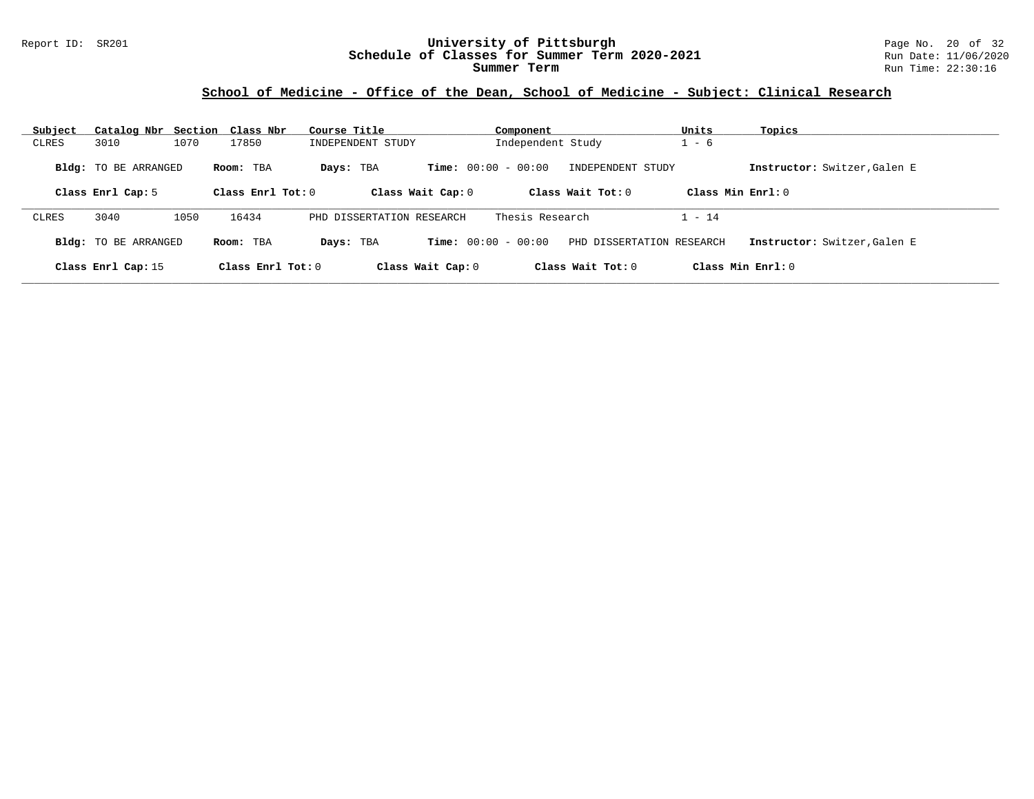## School of Medicine - Office of the Dean, School of Medicine - Subject: Clinical Research

| Subject | Catalog Nbr | Section | Class Nbr | Course Title | Component | Units | Topics |
|---|---|---|---|---|---|---|---|
| CLRES | 3010 | 1070 | 17850 | INDEPENDENT STUDY | Independent Study | 1 - 6 | |

**Bldg:** TO BE ARRANGED **Room:** TBA **Days:** TBA **Time:** 00:00 - 00:00 INDEPENDENT STUDY **Instructor:** Switzer,Galen E

**Class Enrl Cap:** 5 **Class Enrl Tot:** 0 **Class Wait Cap:** 0 **Class Wait Tot:** 0 **Class Min Enrl:** 0

| Subject | Catalog Nbr | Section | Class Nbr | Course Title | Component | Units | Topics |
|---|---|---|---|---|---|---|---|
| CLRES | 3040 | 1050 | 16434 | PHD DISSERTATION RESEARCH | Thesis Research | 1 - 14 | |

**Bldg:** TO BE ARRANGED **Room:** TBA **Days:** TBA **Time:** 00:00 - 00:00 PHD DISSERTATION RESEARCH **Instructor:** Switzer,Galen E

**Class Enrl Cap:** 15 **Class Enrl Tot:** 0 **Class Wait Cap:** 0 **Class Wait Tot:** 0 **Class Min Enrl:** 0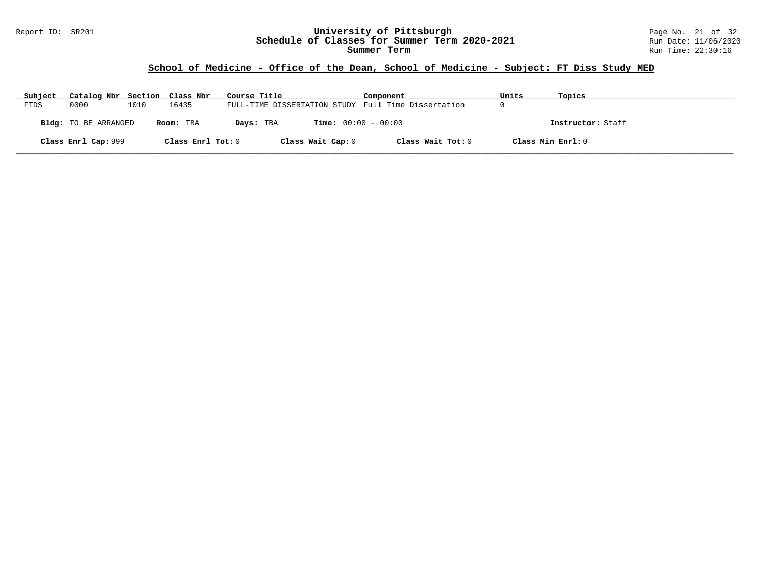## School of Medicine - Office of the Dean, School of Medicine - Subject: FT Diss Study MED

| Subject | Catalog Nbr | Section | Class Nbr | Course Title | Component | Units | Topics |
|---|---|---|---|---|---|---|---|
| FTDS | 0000 | 1010 | 16435 | FULL-TIME DISSERTATION STUDY | Full Time Dissertation | 0 | |

**Bldg:** TO BE ARRANGED **Room:** TBA **Days:** TBA **Time:** 00:00 - 00:00 **Instructor:** Staff

**Class Enrl Cap:** 999 **Class Enrl Tot:** 0 **Class Wait Cap:** 0 **Class Wait Tot:** 0 **Class Min Enrl:** 0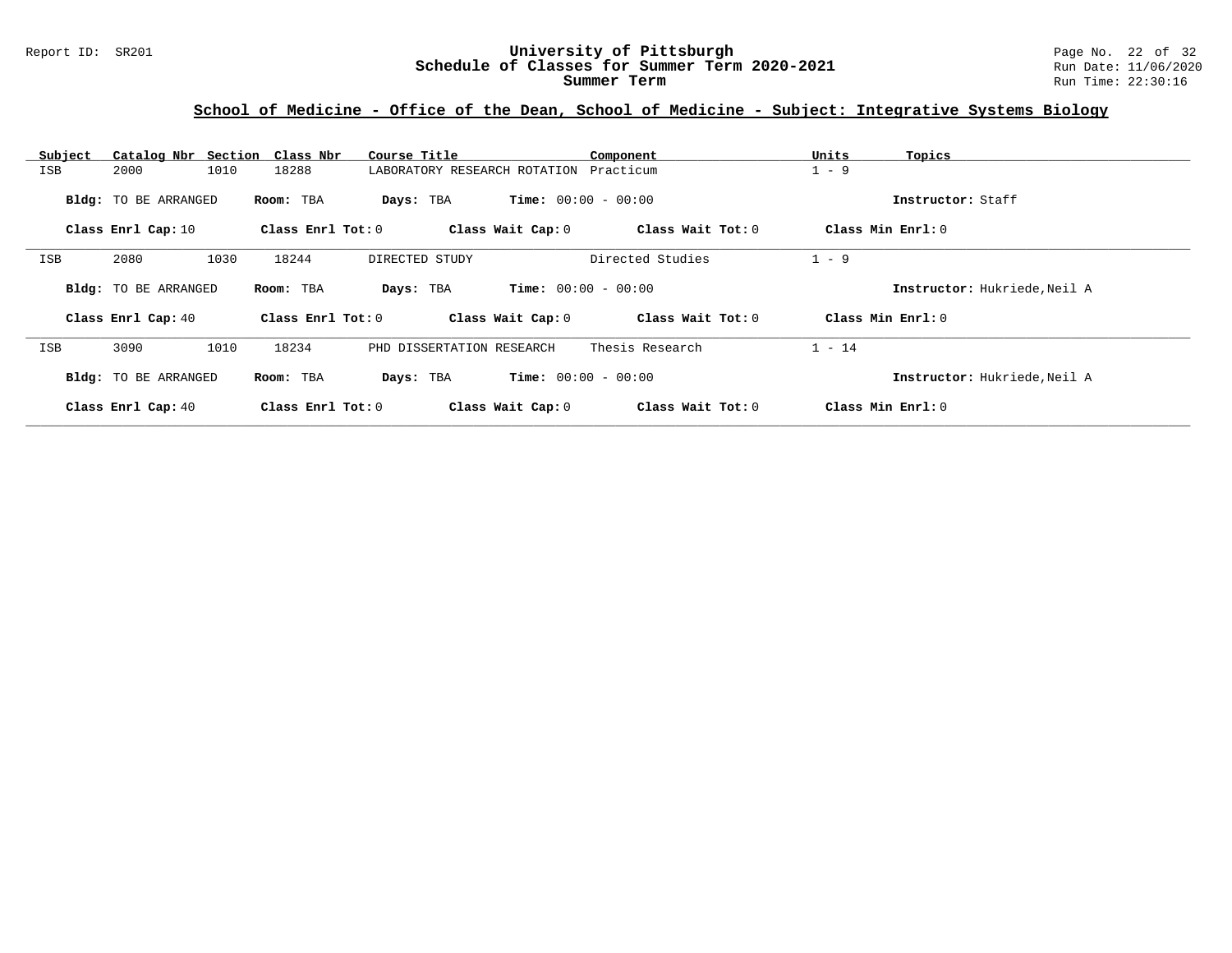## School of Medicine - Office of the Dean, School of Medicine - Subject: Integrative Systems Biology

| Subject | Catalog Nbr | Section | Class Nbr | Course Title | Component | Units | Topics |
|---|---|---|---|---|---|---|---|
| ISB | 2000 | 1010 | 18288 | LABORATORY RESEARCH ROTATION | Practicum | 1 - 9 | |

**Bldg:** TO BE ARRANGED **Room:** TBA **Days:** TBA **Time:** 00:00 - 00:00 **Instructor:** Staff

**Class Enrl Cap:** 10 **Class Enrl Tot:** 0 **Class Wait Cap:** 0 **Class Wait Tot:** 0 **Class Min Enrl:** 0

| Subject | Catalog Nbr | Section | Class Nbr | Course Title | Component | Units | Topics |
|---|---|---|---|---|---|---|---|
| ISB | 2080 | 1030 | 18244 | DIRECTED STUDY | Directed Studies | 1 - 9 | |

**Bldg:** TO BE ARRANGED **Room:** TBA **Days:** TBA **Time:** 00:00 - 00:00 **Instructor:** Hukriede,Neil A

**Class Enrl Cap:** 40 **Class Enrl Tot:** 0 **Class Wait Cap:** 0 **Class Wait Tot:** 0 **Class Min Enrl:** 0

| Subject | Catalog Nbr | Section | Class Nbr | Course Title | Component | Units | Topics |
|---|---|---|---|---|---|---|---|
| ISB | 3090 | 1010 | 18234 | PHD DISSERTATION RESEARCH | Thesis Research | 1 - 14 | |

**Bldg:** TO BE ARRANGED **Room:** TBA **Days:** TBA **Time:** 00:00 - 00:00 **Instructor:** Hukriede,Neil A

**Class Enrl Cap:** 40 **Class Enrl Tot:** 0 **Class Wait Cap:** 0 **Class Wait Tot:** 0 **Class Min Enrl:** 0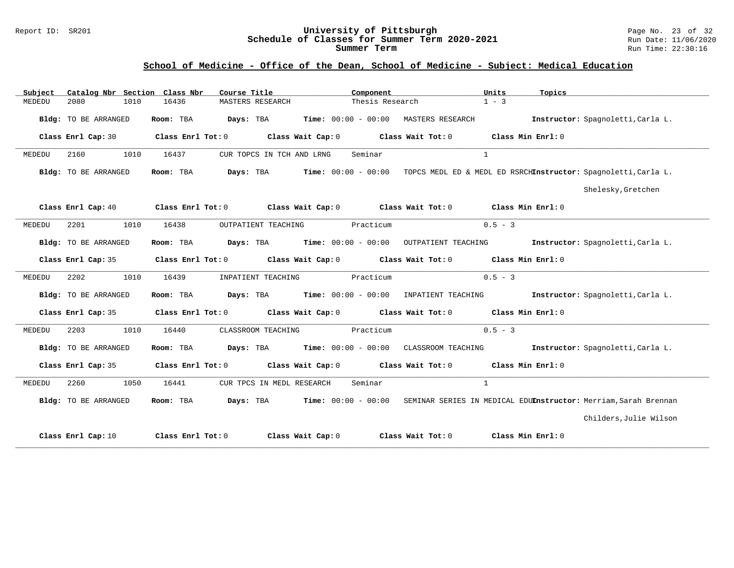## School of Medicine - Office of the Dean, School of Medicine - Subject: Medical Education

| Subject | Catalog Nbr | Section | Class Nbr | Course Title | Component | Units | Topics |
|---|---|---|---|---|---|---|---|
| MEDEDU | 2080 | 1010 | 16436 | MASTERS RESEARCH | Thesis Research | 1 - 3 | |

**Bldg:** TO BE ARRANGED **Room:** TBA **Days:** TBA **Time:** 00:00 - 00:00 MASTERS RESEARCH **Instructor:** Spagnoletti,Carla L.

**Class Enrl Cap:** 30 **Class Enrl Tot:** 0 **Class Wait Cap:** 0 **Class Wait Tot:** 0 **Class Min Enrl:** 0

---

| Subject | Catalog Nbr | Section | Class Nbr | Course Title | Component | Units | Topics |
|---|---|---|---|---|---|---|---|
| MEDEDU | 2160 | 1010 | 16437 | CUR TOPCS IN TCH AND LRNG | Seminar | 1 | |

**Bldg:** TO BE ARRANGED **Room:** TBA **Days:** TBA **Time:** 00:00 - 00:00 TOPCS MEDL ED & MEDL ED RSRCH **Instructor:** Spagnoletti,Carla L.; Shelesky,Gretchen

**Class Enrl Cap:** 40 **Class Enrl Tot:** 0 **Class Wait Cap:** 0 **Class Wait Tot:** 0 **Class Min Enrl:** 0

---

| Subject | Catalog Nbr | Section | Class Nbr | Course Title | Component | Units | Topics |
|---|---|---|---|---|---|---|---|
| MEDEDU | 2201 | 1010 | 16438 | OUTPATIENT TEACHING | Practicum | 0.5 - 3 | |

**Bldg:** TO BE ARRANGED **Room:** TBA **Days:** TBA **Time:** 00:00 - 00:00 OUTPATIENT TEACHING **Instructor:** Spagnoletti,Carla L.

**Class Enrl Cap:** 35 **Class Enrl Tot:** 0 **Class Wait Cap:** 0 **Class Wait Tot:** 0 **Class Min Enrl:** 0

---

| Subject | Catalog Nbr | Section | Class Nbr | Course Title | Component | Units | Topics |
|---|---|---|---|---|---|---|---|
| MEDEDU | 2202 | 1010 | 16439 | INPATIENT TEACHING | Practicum | 0.5 - 3 | |

**Bldg:** TO BE ARRANGED **Room:** TBA **Days:** TBA **Time:** 00:00 - 00:00 INPATIENT TEACHING **Instructor:** Spagnoletti,Carla L.

**Class Enrl Cap:** 35 **Class Enrl Tot:** 0 **Class Wait Cap:** 0 **Class Wait Tot:** 0 **Class Min Enrl:** 0

---

| Subject | Catalog Nbr | Section | Class Nbr | Course Title | Component | Units | Topics |
|---|---|---|---|---|---|---|---|
| MEDEDU | 2203 | 1010 | 16440 | CLASSROOM TEACHING | Practicum | 0.5 - 3 | |

**Bldg:** TO BE ARRANGED **Room:** TBA **Days:** TBA **Time:** 00:00 - 00:00 CLASSROOM TEACHING **Instructor:** Spagnoletti,Carla L.

**Class Enrl Cap:** 35 **Class Enrl Tot:** 0 **Class Wait Cap:** 0 **Class Wait Tot:** 0 **Class Min Enrl:** 0

---

| Subject | Catalog Nbr | Section | Class Nbr | Course Title | Component | Units | Topics |
|---|---|---|---|---|---|---|---|
| MEDEDU | 2260 | 1050 | 16441 | CUR TPCS IN MEDL RESEARCH | Seminar | 1 | |

**Bldg:** TO BE ARRANGED **Room:** TBA **Days:** TBA **Time:** 00:00 - 00:00 SEMINAR SERIES IN MEDICAL EDU **Instructor:** Merriam,Sarah Brennan; Childers,Julie Wilson

**Class Enrl Cap:** 10 **Class Enrl Tot:** 0 **Class Wait Cap:** 0 **Class Wait Tot:** 0 **Class Min Enrl:** 0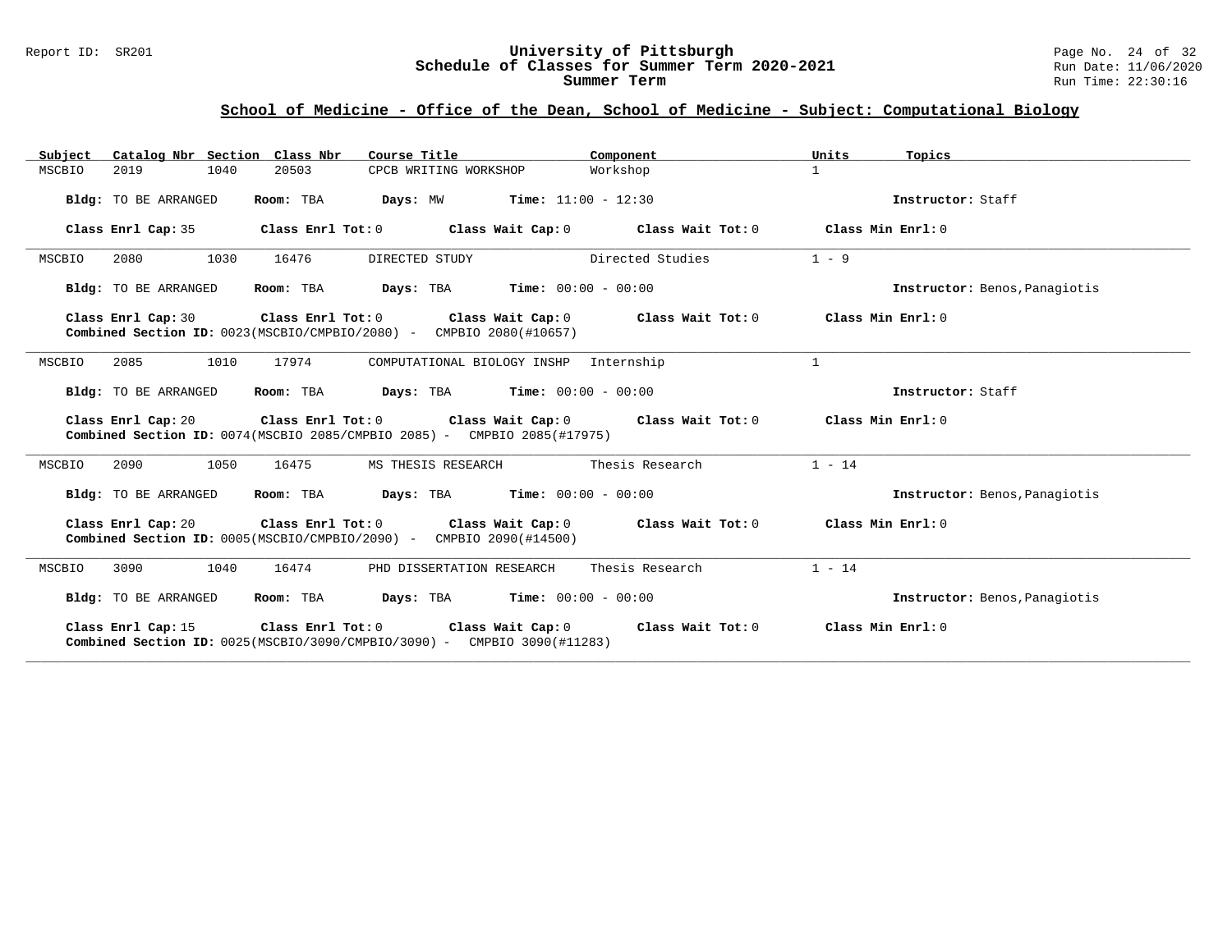## School of Medicine - Office of the Dean, School of Medicine - Subject: Computational Biology

| Subject | Catalog Nbr | Section | Class Nbr | Course Title | Component | Units | Topics |
|---|---|---|---|---|---|---|---|
| MSCBIO | 2019 | 1040 | 20503 | CPCB WRITING WORKSHOP | Workshop | 1 | |

**Bldg:** TO BE ARRANGED **Room:** TBA **Days:** MW **Time:** 11:00 - 12:30 **Instructor:** Staff

**Class Enrl Cap:** 35 **Class Enrl Tot:** 0 **Class Wait Cap:** 0 **Class Wait Tot:** 0 **Class Min Enrl:** 0

---

| Subject | Catalog Nbr | Section | Class Nbr | Course Title | Component | Units | Topics |
|---|---|---|---|---|---|---|---|
| MSCBIO | 2080 | 1030 | 16476 | DIRECTED STUDY | Directed Studies | 1 - 9 | |

**Bldg:** TO BE ARRANGED **Room:** TBA **Days:** TBA **Time:** 00:00 - 00:00 **Instructor:** Benos,Panagiotis

**Class Enrl Cap:** 30 **Class Enrl Tot:** 0 **Class Wait Cap:** 0 **Class Wait Tot:** 0 **Class Min Enrl:** 0
**Combined Section ID:** 0023(MSCBIO/CMPBIO/2080) - CMPBIO 2080(#10657)

---

| Subject | Catalog Nbr | Section | Class Nbr | Course Title | Component | Units | Topics |
|---|---|---|---|---|---|---|---|
| MSCBIO | 2085 | 1010 | 17974 | COMPUTATIONAL BIOLOGY INSHP | Internship | 1 | |

**Bldg:** TO BE ARRANGED **Room:** TBA **Days:** TBA **Time:** 00:00 - 00:00 **Instructor:** Staff

**Class Enrl Cap:** 20 **Class Enrl Tot:** 0 **Class Wait Cap:** 0 **Class Wait Tot:** 0 **Class Min Enrl:** 0
**Combined Section ID:** 0074(MSCBIO 2085/CMPBIO 2085) - CMPBIO 2085(#17975)

---

| Subject | Catalog Nbr | Section | Class Nbr | Course Title | Component | Units | Topics |
|---|---|---|---|---|---|---|---|
| MSCBIO | 2090 | 1050 | 16475 | MS THESIS RESEARCH | Thesis Research | 1 - 14 | |

**Bldg:** TO BE ARRANGED **Room:** TBA **Days:** TBA **Time:** 00:00 - 00:00 **Instructor:** Benos,Panagiotis

**Class Enrl Cap:** 20 **Class Enrl Tot:** 0 **Class Wait Cap:** 0 **Class Wait Tot:** 0 **Class Min Enrl:** 0
**Combined Section ID:** 0005(MSCBIO/CMPBIO/2090) - CMPBIO 2090(#14500)

---

| Subject | Catalog Nbr | Section | Class Nbr | Course Title | Component | Units | Topics |
|---|---|---|---|---|---|---|---|
| MSCBIO | 3090 | 1040 | 16474 | PHD DISSERTATION RESEARCH | Thesis Research | 1 - 14 | |

**Bldg:** TO BE ARRANGED **Room:** TBA **Days:** TBA **Time:** 00:00 - 00:00 **Instructor:** Benos,Panagiotis

**Class Enrl Cap:** 15 **Class Enrl Tot:** 0 **Class Wait Cap:** 0 **Class Wait Tot:** 0 **Class Min Enrl:** 0
**Combined Section ID:** 0025(MSCBIO/3090/CMPBIO/3090) - CMPBIO 3090(#11283)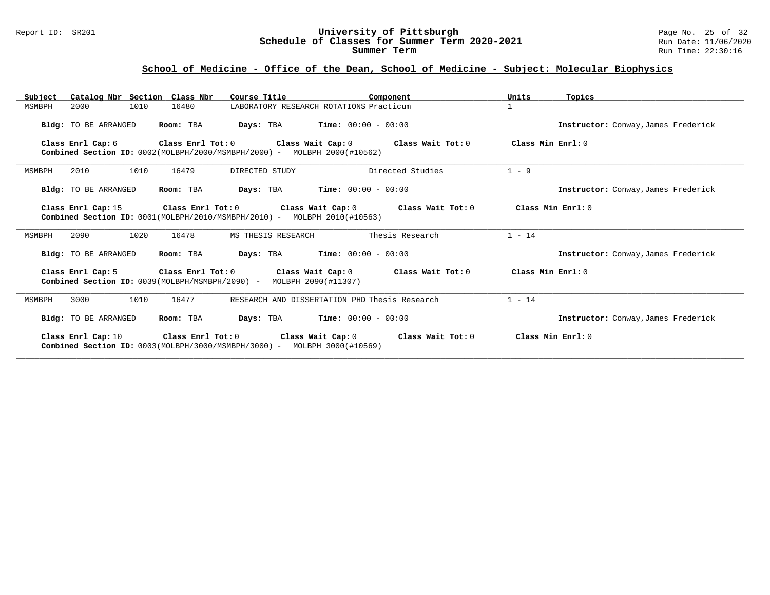## School of Medicine - Office of the Dean, School of Medicine - Subject: Molecular Biophysics

| Subject | Catalog Nbr | Section | Class Nbr | Course Title | Component | Units | Topics |
|---|---|---|---|---|---|---|---|
| MSMBPH | 2000 | 1010 | 16480 | LABORATORY RESEARCH ROTATIONS | Practicum | 1 | |

**Bldg:** TO BE ARRANGED **Room:** TBA **Days:** TBA **Time:** 00:00 - 00:00 **Instructor:** Conway,James Frederick

**Class Enrl Cap:** 6 **Class Enrl Tot:** 0 **Class Wait Cap:** 0 **Class Wait Tot:** 0 **Class Min Enrl:** 0
**Combined Section ID:** 0002(MOLBPH/2000/MSMBPH/2000) - MOLBPH 2000(#10562)

---

| Subject | Catalog Nbr | Section | Class Nbr | Course Title | Component | Units | Topics |
|---|---|---|---|---|---|---|---|
| MSMBPH | 2010 | 1010 | 16479 | DIRECTED STUDY | Directed Studies | 1 - 9 | |

**Bldg:** TO BE ARRANGED **Room:** TBA **Days:** TBA **Time:** 00:00 - 00:00 **Instructor:** Conway,James Frederick

**Class Enrl Cap:** 15 **Class Enrl Tot:** 0 **Class Wait Cap:** 0 **Class Wait Tot:** 0 **Class Min Enrl:** 0
**Combined Section ID:** 0001(MOLBPH/2010/MSMBPH/2010) - MOLBPH 2010(#10563)

---

| Subject | Catalog Nbr | Section | Class Nbr | Course Title | Component | Units | Topics |
|---|---|---|---|---|---|---|---|
| MSMBPH | 2090 | 1020 | 16478 | MS THESIS RESEARCH | Thesis Research | 1 - 14 | |

**Bldg:** TO BE ARRANGED **Room:** TBA **Days:** TBA **Time:** 00:00 - 00:00 **Instructor:** Conway,James Frederick

**Class Enrl Cap:** 5 **Class Enrl Tot:** 0 **Class Wait Cap:** 0 **Class Wait Tot:** 0 **Class Min Enrl:** 0
**Combined Section ID:** 0039(MOLBPH/MSMBPH/2090) - MOLBPH 2090(#11307)

---

| Subject | Catalog Nbr | Section | Class Nbr | Course Title | Component | Units | Topics |
|---|---|---|---|---|---|---|---|
| MSMBPH | 3000 | 1010 | 16477 | RESEARCH AND DISSERTATION PHD | Thesis Research | 1 - 14 | |

**Bldg:** TO BE ARRANGED **Room:** TBA **Days:** TBA **Time:** 00:00 - 00:00 **Instructor:** Conway,James Frederick

**Class Enrl Cap:** 10 **Class Enrl Tot:** 0 **Class Wait Cap:** 0 **Class Wait Tot:** 0 **Class Min Enrl:** 0
**Combined Section ID:** 0003(MOLBPH/3000/MSMBPH/3000) - MOLBPH 3000(#10569)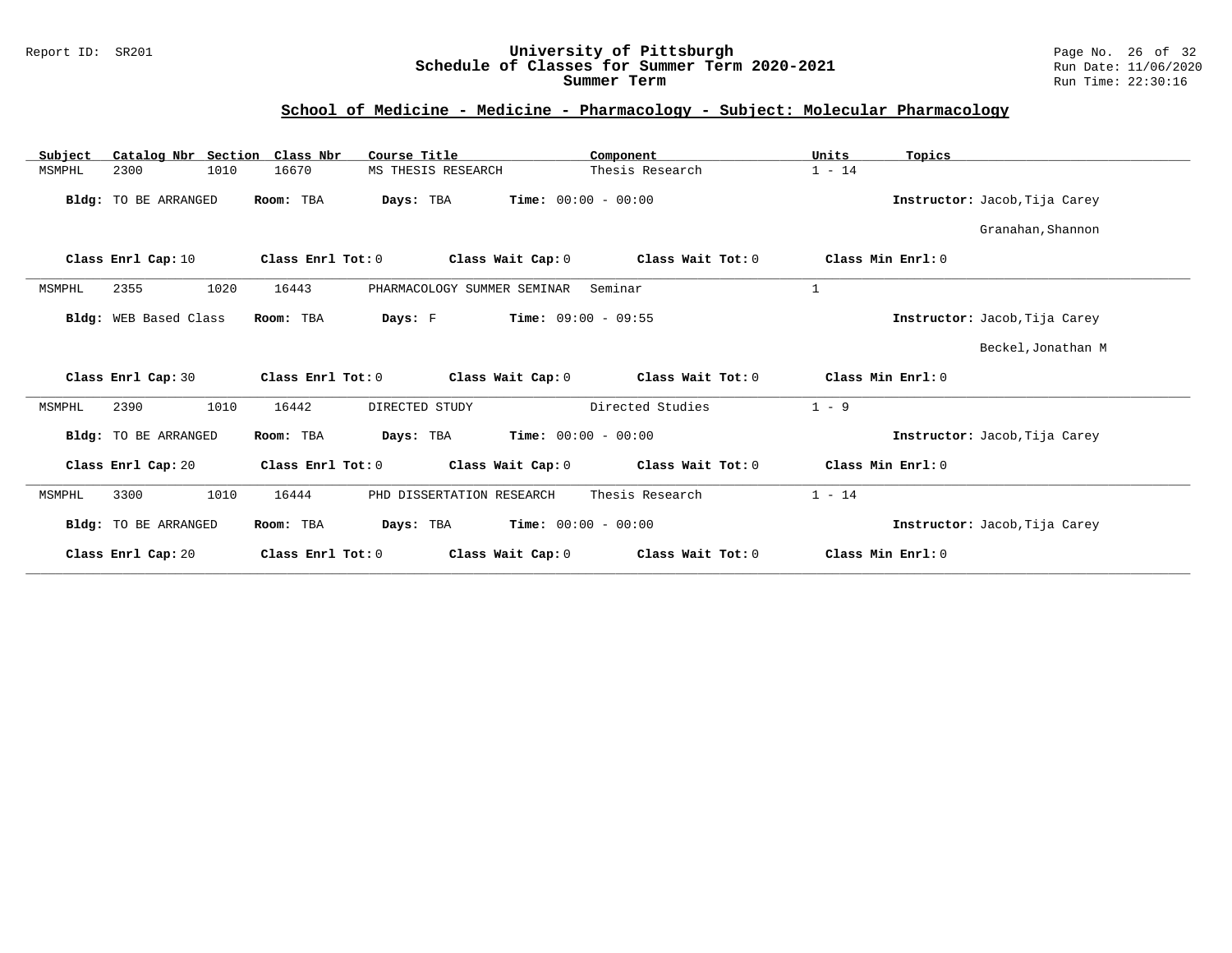## School of Medicine - Medicine - Pharmacology - Subject: Molecular Pharmacology

| Subject | Catalog Nbr | Section | Class Nbr | Course Title | Component | Units | Topics |
|---|---|---|---|---|---|---|---|
| MSMPHL | 2300 | 1010 | 16670 | MS THESIS RESEARCH | Thesis Research | 1 - 14 | |

**Bldg:** TO BE ARRANGED **Room:** TBA **Days:** TBA **Time:** 00:00 - 00:00 **Instructor:** Jacob,Tija Carey; Granahan,Shannon

**Class Enrl Cap:** 10 **Class Enrl Tot:** 0 **Class Wait Cap:** 0 **Class Wait Tot:** 0 **Class Min Enrl:** 0

---

| Subject | Catalog Nbr | Section | Class Nbr | Course Title | Component | Units | Topics |
|---|---|---|---|---|---|---|---|
| MSMPHL | 2355 | 1020 | 16443 | PHARMACOLOGY SUMMER SEMINAR | Seminar | 1 | |

**Bldg:** WEB Based Class **Room:** TBA **Days:** F **Time:** 09:00 - 09:55 **Instructor:** Jacob,Tija Carey; Beckel,Jonathan M

**Class Enrl Cap:** 30 **Class Enrl Tot:** 0 **Class Wait Cap:** 0 **Class Wait Tot:** 0 **Class Min Enrl:** 0

---

| Subject | Catalog Nbr | Section | Class Nbr | Course Title | Component | Units | Topics |
|---|---|---|---|---|---|---|---|
| MSMPHL | 2390 | 1010 | 16442 | DIRECTED STUDY | Directed Studies | 1 - 9 | |

**Bldg:** TO BE ARRANGED **Room:** TBA **Days:** TBA **Time:** 00:00 - 00:00 **Instructor:** Jacob,Tija Carey

**Class Enrl Cap:** 20 **Class Enrl Tot:** 0 **Class Wait Cap:** 0 **Class Wait Tot:** 0 **Class Min Enrl:** 0

---

| Subject | Catalog Nbr | Section | Class Nbr | Course Title | Component | Units | Topics |
|---|---|---|---|---|---|---|---|
| MSMPHL | 3300 | 1010 | 16444 | PHD DISSERTATION RESEARCH | Thesis Research | 1 - 14 | |

**Bldg:** TO BE ARRANGED **Room:** TBA **Days:** TBA **Time:** 00:00 - 00:00 **Instructor:** Jacob,Tija Carey

**Class Enrl Cap:** 20 **Class Enrl Tot:** 0 **Class Wait Cap:** 0 **Class Wait Tot:** 0 **Class Min Enrl:** 0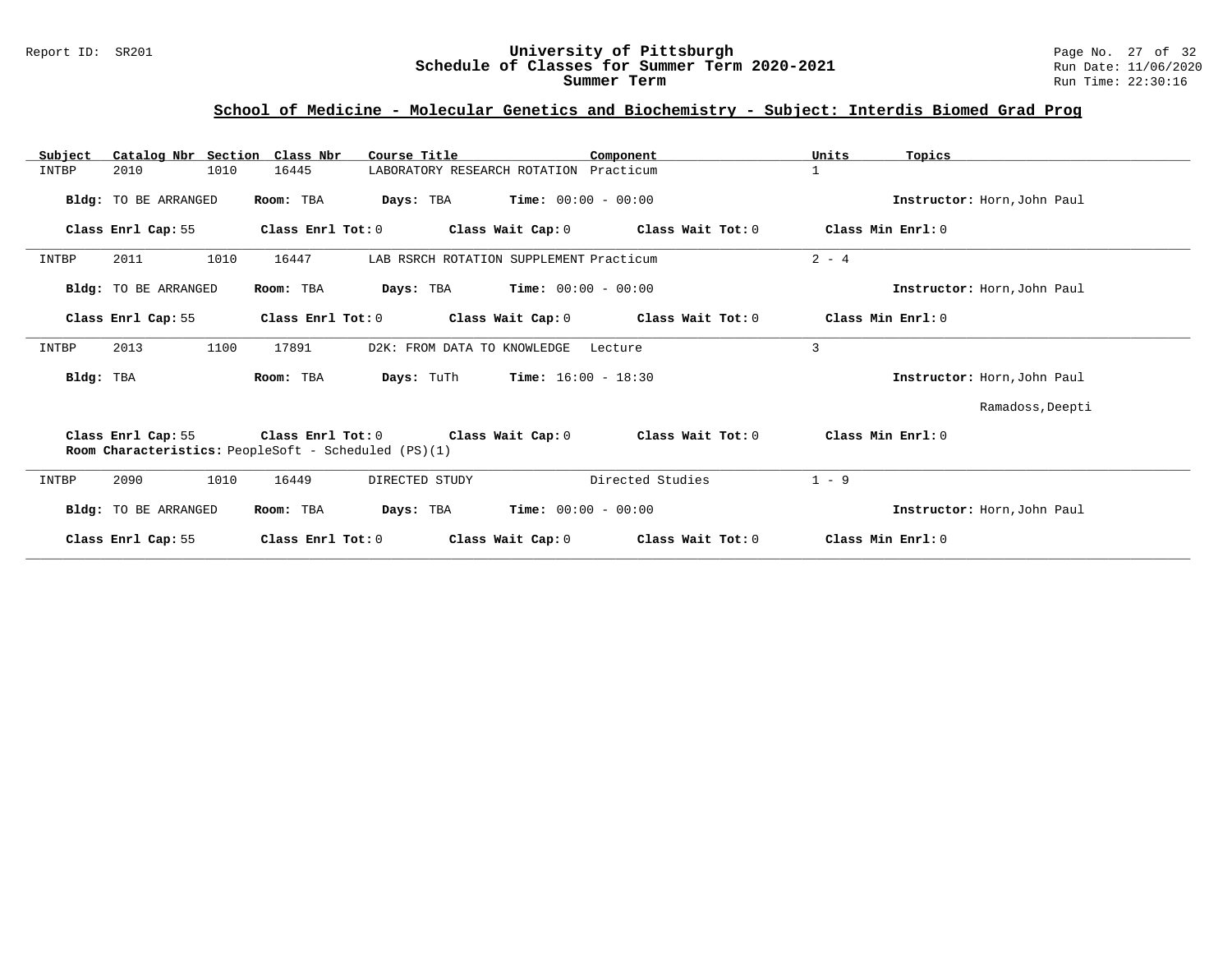## School of Medicine - Molecular Genetics and Biochemistry - Subject: Interdis Biomed Grad Prog

| Subject | Catalog Nbr | Section | Class Nbr | Course Title | Component | Units | Topics |
|---|---|---|---|---|---|---|---|
| INTBP | 2010 | 1010 | 16445 | LABORATORY RESEARCH ROTATION | Practicum | 1 | |

**Bldg:** TO BE ARRANGED **Room:** TBA **Days:** TBA **Time:** 00:00 - 00:00 **Instructor:** Horn,John Paul

**Class Enrl Cap:** 55 **Class Enrl Tot:** 0 **Class Wait Cap:** 0 **Class Wait Tot:** 0 **Class Min Enrl:** 0

| Subject | Catalog Nbr | Section | Class Nbr | Course Title | Component | Units | Topics |
|---|---|---|---|---|---|---|---|
| INTBP | 2011 | 1010 | 16447 | LAB RSRCH ROTATION SUPPLEMENT | Practicum | 2 - 4 | |

**Bldg:** TO BE ARRANGED **Room:** TBA **Days:** TBA **Time:** 00:00 - 00:00 **Instructor:** Horn,John Paul

**Class Enrl Cap:** 55 **Class Enrl Tot:** 0 **Class Wait Cap:** 0 **Class Wait Tot:** 0 **Class Min Enrl:** 0

| Subject | Catalog Nbr | Section | Class Nbr | Course Title | Component | Units | Topics |
|---|---|---|---|---|---|---|---|
| INTBP | 2013 | 1100 | 17891 | D2K: FROM DATA TO KNOWLEDGE | Lecture | 3 | |

**Bldg:** TBA **Room:** TBA **Days:** TuTh **Time:** 16:00 - 18:30 **Instructor:** Horn,John Paul

Ramadoss,Deepti

**Class Enrl Cap:** 55 **Class Enrl Tot:** 0 **Class Wait Cap:** 0 **Class Wait Tot:** 0 **Class Min Enrl:** 0
**Room Characteristics:** PeopleSoft - Scheduled (PS)(1)

| Subject | Catalog Nbr | Section | Class Nbr | Course Title | Component | Units | Topics |
|---|---|---|---|---|---|---|---|
| INTBP | 2090 | 1010 | 16449 | DIRECTED STUDY | Directed Studies | 1 - 9 | |

**Bldg:** TO BE ARRANGED **Room:** TBA **Days:** TBA **Time:** 00:00 - 00:00 **Instructor:** Horn,John Paul

**Class Enrl Cap:** 55 **Class Enrl Tot:** 0 **Class Wait Cap:** 0 **Class Wait Tot:** 0 **Class Min Enrl:** 0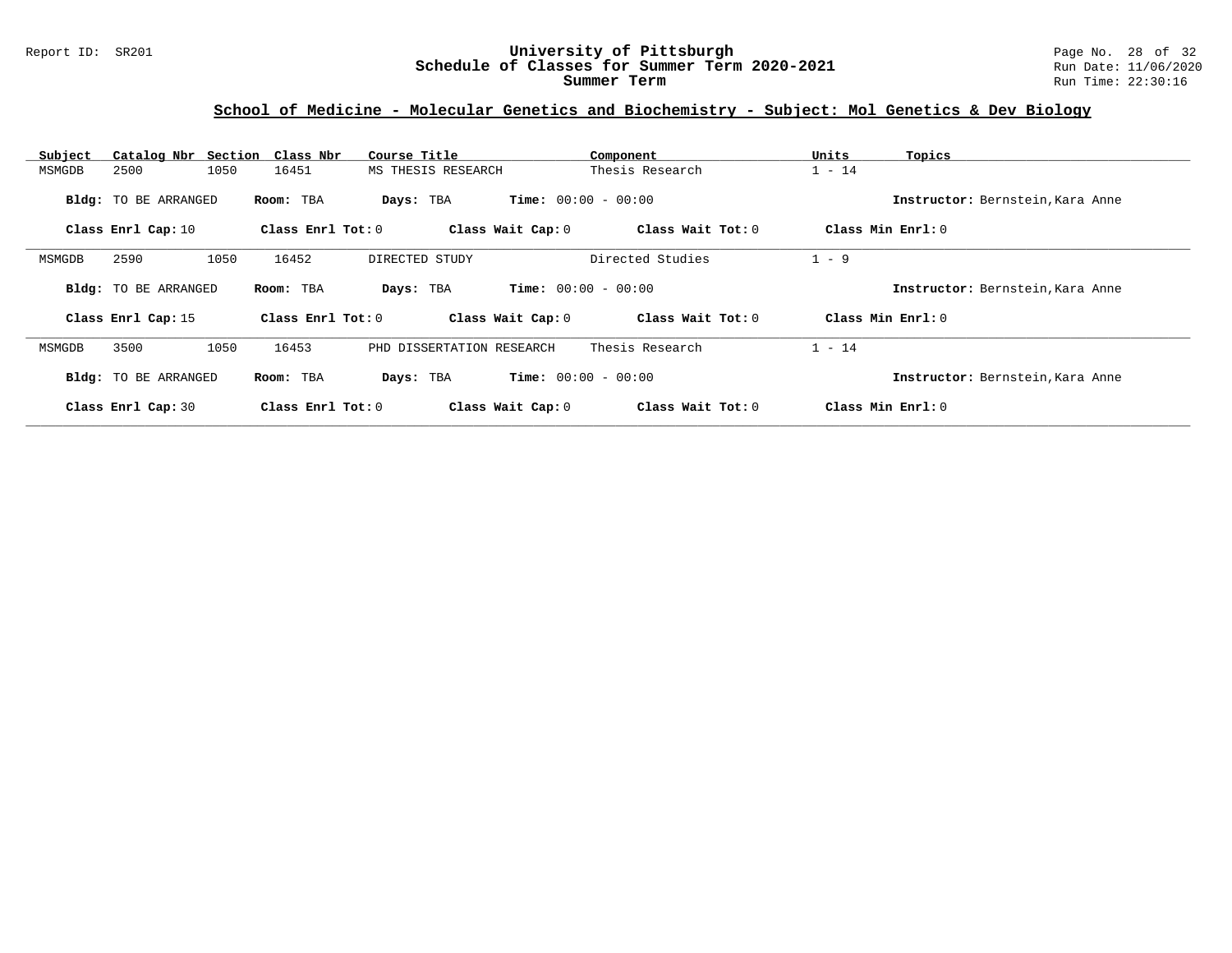## School of Medicine - Molecular Genetics and Biochemistry - Subject: Mol Genetics & Dev Biology

| Subject | Catalog Nbr | Section | Class Nbr | Course Title | Component | Units | Topics |
|---|---|---|---|---|---|---|---|
| MSMGDB | 2500 | 1050 | 16451 | MS THESIS RESEARCH | Thesis Research | 1 - 14 | |

**Bldg:** TO BE ARRANGED **Room:** TBA **Days:** TBA **Time:** 00:00 - 00:00 **Instructor:** Bernstein,Kara Anne

**Class Enrl Cap:** 10 **Class Enrl Tot:** 0 **Class Wait Cap:** 0 **Class Wait Tot:** 0 **Class Min Enrl:** 0

| Subject | Catalog Nbr | Section | Class Nbr | Course Title | Component | Units | Topics |
|---|---|---|---|---|---|---|---|
| MSMGDB | 2590 | 1050 | 16452 | DIRECTED STUDY | Directed Studies | 1 - 9 | |

**Bldg:** TO BE ARRANGED **Room:** TBA **Days:** TBA **Time:** 00:00 - 00:00 **Instructor:** Bernstein,Kara Anne

**Class Enrl Cap:** 15 **Class Enrl Tot:** 0 **Class Wait Cap:** 0 **Class Wait Tot:** 0 **Class Min Enrl:** 0

| Subject | Catalog Nbr | Section | Class Nbr | Course Title | Component | Units | Topics |
|---|---|---|---|---|---|---|---|
| MSMGDB | 3500 | 1050 | 16453 | PHD DISSERTATION RESEARCH | Thesis Research | 1 - 14 | |

**Bldg:** TO BE ARRANGED **Room:** TBA **Days:** TBA **Time:** 00:00 - 00:00 **Instructor:** Bernstein,Kara Anne

**Class Enrl Cap:** 30 **Class Enrl Tot:** 0 **Class Wait Cap:** 0 **Class Wait Tot:** 0 **Class Min Enrl:** 0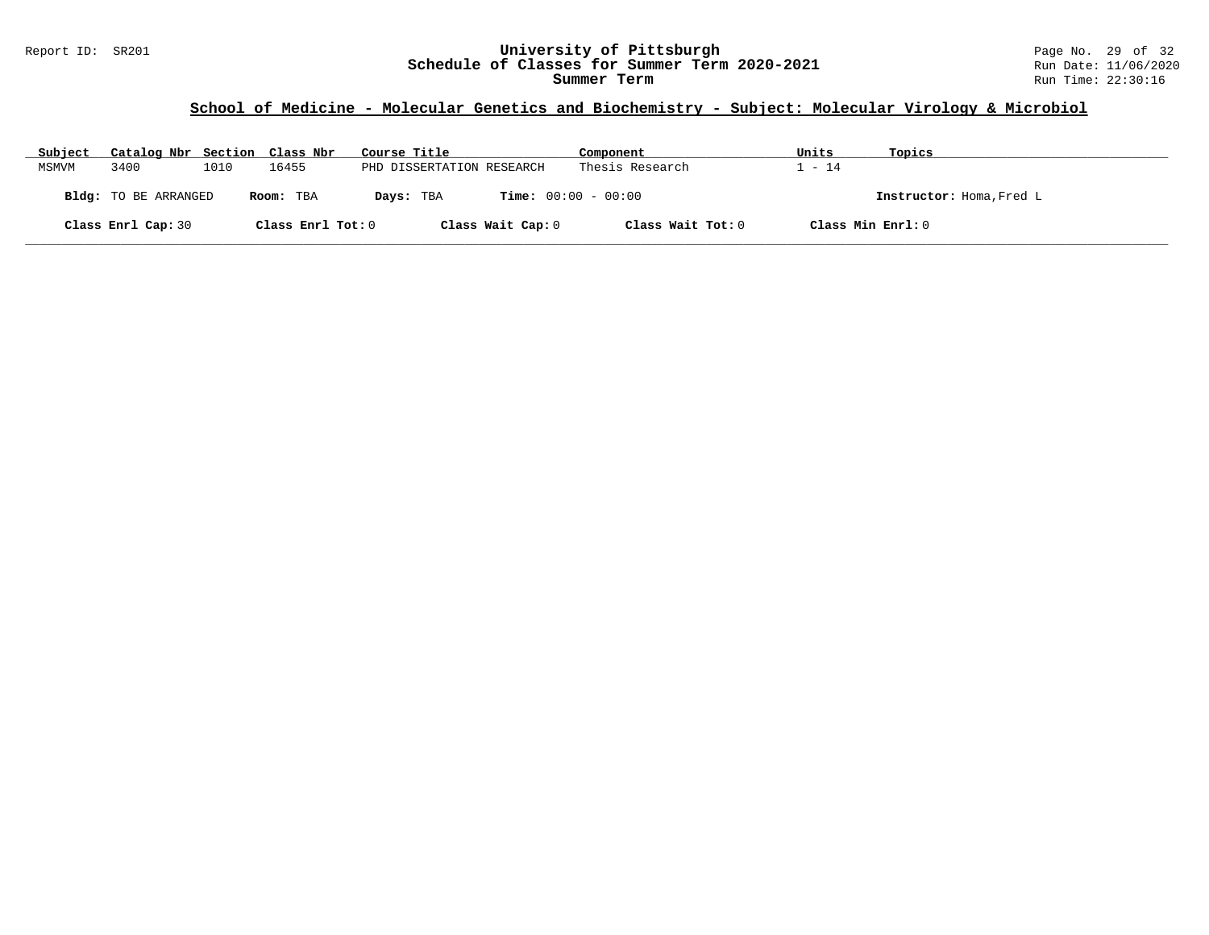## School of Medicine - Molecular Genetics and Biochemistry - Subject: Molecular Virology & Microbiol

| Subject | Catalog Nbr | Section | Class Nbr | Course Title | Component | Units | Topics |
|---|---|---|---|---|---|---|---|
| MSMVM | 3400 | 1010 | 16455 | PHD DISSERTATION RESEARCH | Thesis Research | 1 - 14 | |

**Bldg:** TO BE ARRANGED **Room:** TBA **Days:** TBA **Time:** 00:00 - 00:00 **Instructor:** Homa,Fred L

**Class Enrl Cap:** 30 **Class Enrl Tot:** 0 **Class Wait Cap:** 0 **Class Wait Tot:** 0 **Class Min Enrl:** 0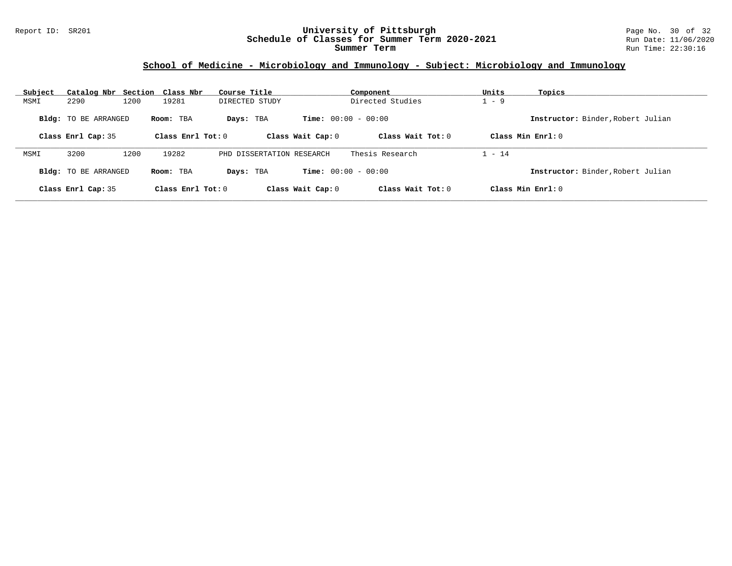## School of Medicine - Microbiology and Immunology - Subject: Microbiology and Immunology

| Subject | Catalog Nbr | Section | Class Nbr | Course Title | Component | Units | Topics |
|---|---|---|---|---|---|---|---|
| MSMI | 2290 | 1200 | 19281 | DIRECTED STUDY | Directed Studies | 1 - 9 | |

**Bldg:** TO BE ARRANGED **Room:** TBA **Days:** TBA **Time:** 00:00 - 00:00 **Instructor:** Binder,Robert Julian

**Class Enrl Cap:** 35 **Class Enrl Tot:** 0 **Class Wait Cap:** 0 **Class Wait Tot:** 0 **Class Min Enrl:** 0

| Subject | Catalog Nbr | Section | Class Nbr | Course Title | Component | Units | Topics |
|---|---|---|---|---|---|---|---|
| MSMI | 3200 | 1200 | 19282 | PHD DISSERTATION RESEARCH | Thesis Research | 1 - 14 | |

**Bldg:** TO BE ARRANGED **Room:** TBA **Days:** TBA **Time:** 00:00 - 00:00 **Instructor:** Binder,Robert Julian

**Class Enrl Cap:** 35 **Class Enrl Tot:** 0 **Class Wait Cap:** 0 **Class Wait Tot:** 0 **Class Min Enrl:** 0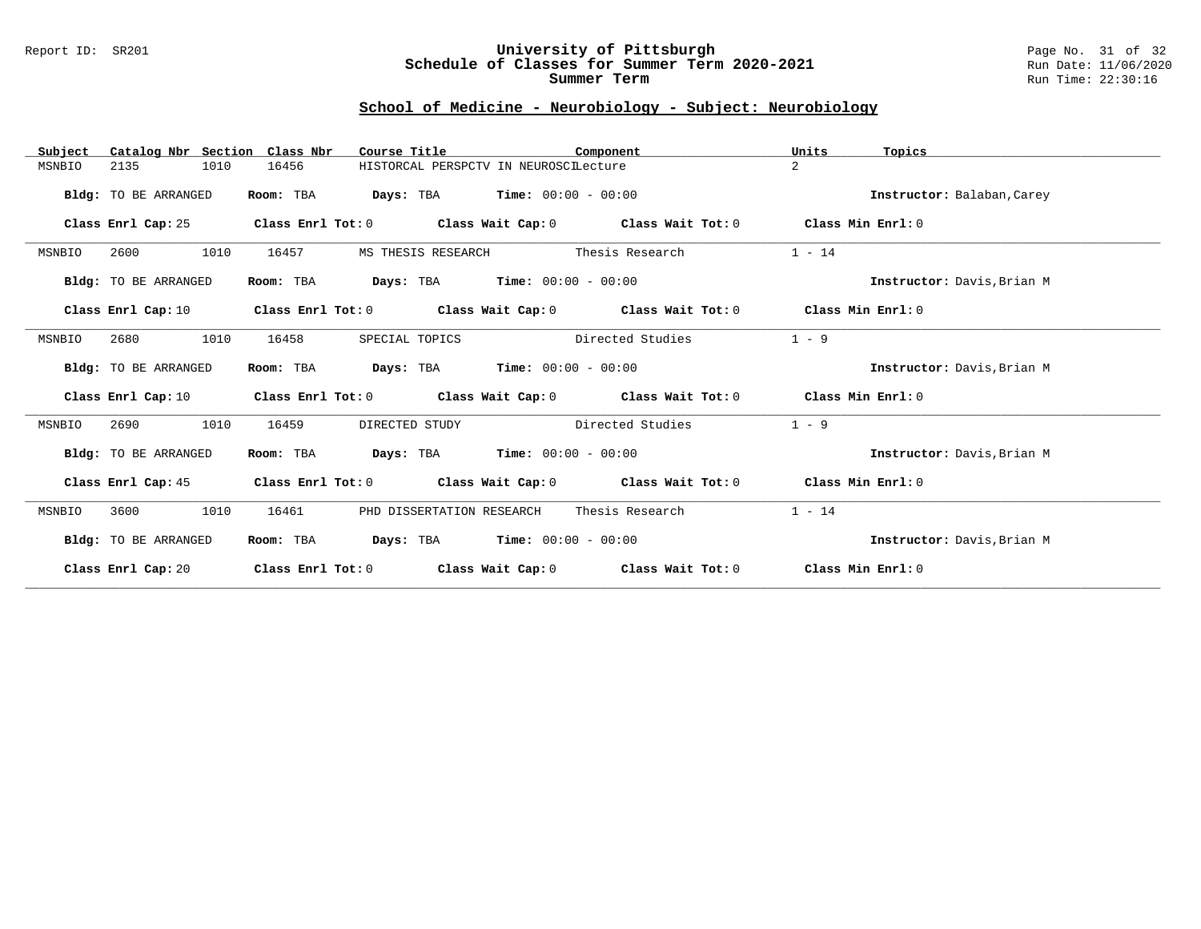Report ID: SR201

# University of Pittsburgh
## Schedule of Classes for Summer Term 2020-2021
## Summer Term

Run Date: 11/06/2020
Run Time: 22:30:16

## School of Medicine - Neurobiology - Subject: Neurobiology

| Subject | Catalog Nbr | Section | Class Nbr | Course Title | Component | Units | Topics |
|---|---|---|---|---|---|---|---|
| MSNBIO | 2135 | 1010 | 16456 | HISTORCAL PERSPCTV IN NEUROSCI | Lecture | 2 | |

**Bldg:** TO BE ARRANGED **Room:** TBA **Days:** TBA **Time:** 00:00 - 00:00 **Instructor:** Balaban,Carey

**Class Enrl Cap:** 25 **Class Enrl Tot:** 0 **Class Wait Cap:** 0 **Class Wait Tot:** 0 **Class Min Enrl:** 0

---

| Subject | Catalog Nbr | Section | Class Nbr | Course Title | Component | Units | Topics |
|---|---|---|---|---|---|---|---|
| MSNBIO | 2600 | 1010 | 16457 | MS THESIS RESEARCH | Thesis Research | 1 - 14 | |

**Bldg:** TO BE ARRANGED **Room:** TBA **Days:** TBA **Time:** 00:00 - 00:00 **Instructor:** Davis,Brian M

**Class Enrl Cap:** 10 **Class Enrl Tot:** 0 **Class Wait Cap:** 0 **Class Wait Tot:** 0 **Class Min Enrl:** 0

---

| Subject | Catalog Nbr | Section | Class Nbr | Course Title | Component | Units | Topics |
|---|---|---|---|---|---|---|---|
| MSNBIO | 2680 | 1010 | 16458 | SPECIAL TOPICS | Directed Studies | 1 - 9 | |

**Bldg:** TO BE ARRANGED **Room:** TBA **Days:** TBA **Time:** 00:00 - 00:00 **Instructor:** Davis,Brian M

**Class Enrl Cap:** 10 **Class Enrl Tot:** 0 **Class Wait Cap:** 0 **Class Wait Tot:** 0 **Class Min Enrl:** 0

---

| Subject | Catalog Nbr | Section | Class Nbr | Course Title | Component | Units | Topics |
|---|---|---|---|---|---|---|---|
| MSNBIO | 2690 | 1010 | 16459 | DIRECTED STUDY | Directed Studies | 1 - 9 | |

**Bldg:** TO BE ARRANGED **Room:** TBA **Days:** TBA **Time:** 00:00 - 00:00 **Instructor:** Davis,Brian M

**Class Enrl Cap:** 45 **Class Enrl Tot:** 0 **Class Wait Cap:** 0 **Class Wait Tot:** 0 **Class Min Enrl:** 0

---

| Subject | Catalog Nbr | Section | Class Nbr | Course Title | Component | Units | Topics |
|---|---|---|---|---|---|---|---|
| MSNBIO | 3600 | 1010 | 16461 | PHD DISSERTATION RESEARCH | Thesis Research | 1 - 14 | |

**Bldg:** TO BE ARRANGED **Room:** TBA **Days:** TBA **Time:** 00:00 - 00:00 **Instructor:** Davis,Brian M

**Class Enrl Cap:** 20 **Class Enrl Tot:** 0 **Class Wait Cap:** 0 **Class Wait Tot:** 0 **Class Min Enrl:** 0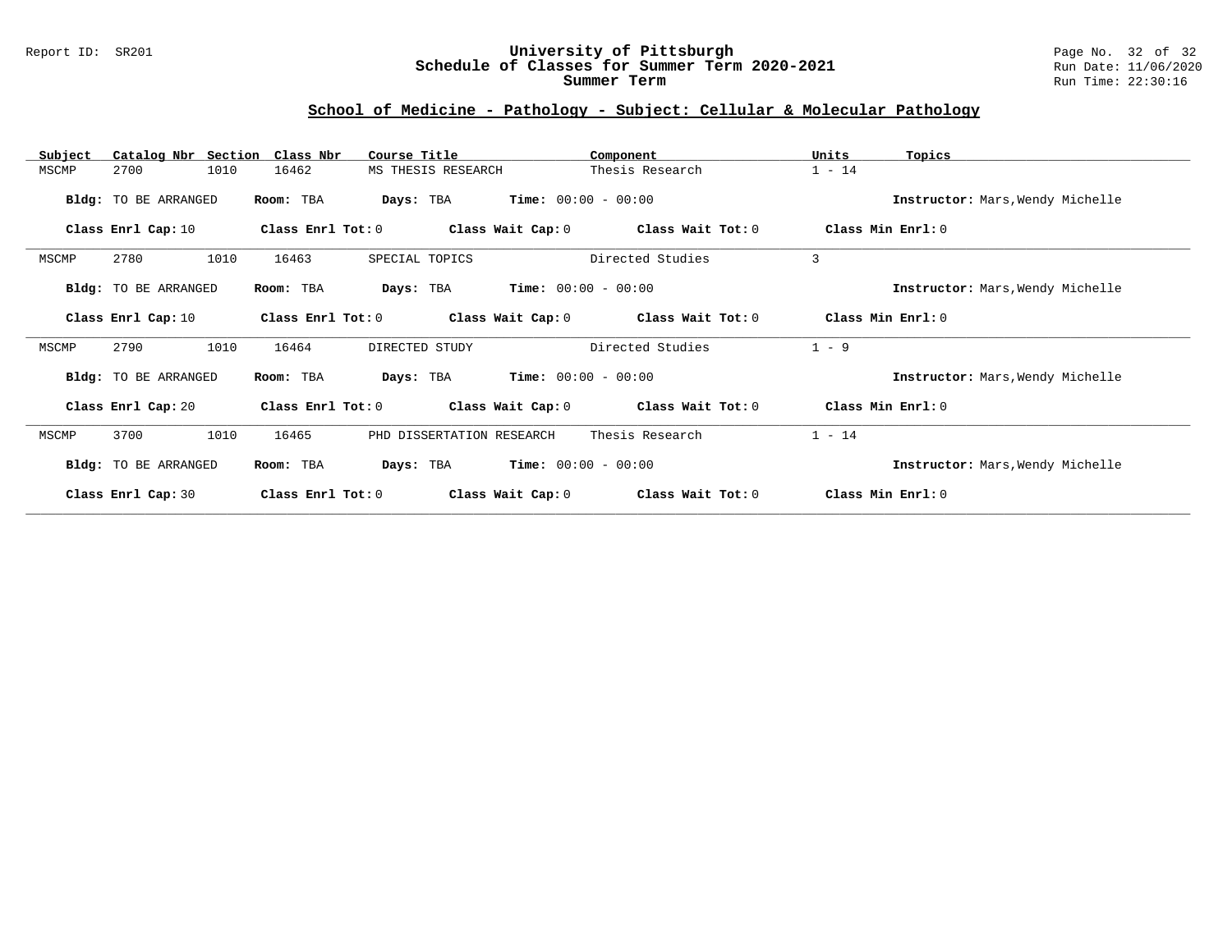## School of Medicine - Pathology - Subject: Cellular & Molecular Pathology

| Subject | Catalog Nbr | Section | Class Nbr | Course Title | Component | Units | Topics |
|---|---|---|---|---|---|---|---|
| MSCMP | 2700 | 1010 | 16462 | MS THESIS RESEARCH | Thesis Research | 1 - 14 | |

**Bldg:** TO BE ARRANGED **Room:** TBA **Days:** TBA **Time:** 00:00 - 00:00 **Instructor:** Mars,Wendy Michelle

**Class Enrl Cap:** 10 **Class Enrl Tot:** 0 **Class Wait Cap:** 0 **Class Wait Tot:** 0 **Class Min Enrl:** 0

| Subject | Catalog Nbr | Section | Class Nbr | Course Title | Component | Units | Topics |
|---|---|---|---|---|---|---|---|
| MSCMP | 2780 | 1010 | 16463 | SPECIAL TOPICS | Directed Studies | 3 | |

**Bldg:** TO BE ARRANGED **Room:** TBA **Days:** TBA **Time:** 00:00 - 00:00 **Instructor:** Mars,Wendy Michelle

**Class Enrl Cap:** 10 **Class Enrl Tot:** 0 **Class Wait Cap:** 0 **Class Wait Tot:** 0 **Class Min Enrl:** 0

| Subject | Catalog Nbr | Section | Class Nbr | Course Title | Component | Units | Topics |
|---|---|---|---|---|---|---|---|
| MSCMP | 2790 | 1010 | 16464 | DIRECTED STUDY | Directed Studies | 1 - 9 | |

**Bldg:** TO BE ARRANGED **Room:** TBA **Days:** TBA **Time:** 00:00 - 00:00 **Instructor:** Mars,Wendy Michelle

**Class Enrl Cap:** 20 **Class Enrl Tot:** 0 **Class Wait Cap:** 0 **Class Wait Tot:** 0 **Class Min Enrl:** 0

| Subject | Catalog Nbr | Section | Class Nbr | Course Title | Component | Units | Topics |
|---|---|---|---|---|---|---|---|
| MSCMP | 3700 | 1010 | 16465 | PHD DISSERTATION RESEARCH | Thesis Research | 1 - 14 | |

**Bldg:** TO BE ARRANGED **Room:** TBA **Days:** TBA **Time:** 00:00 - 00:00 **Instructor:** Mars,Wendy Michelle

**Class Enrl Cap:** 30 **Class Enrl Tot:** 0 **Class Wait Cap:** 0 **Class Wait Tot:** 0 **Class Min Enrl:** 0